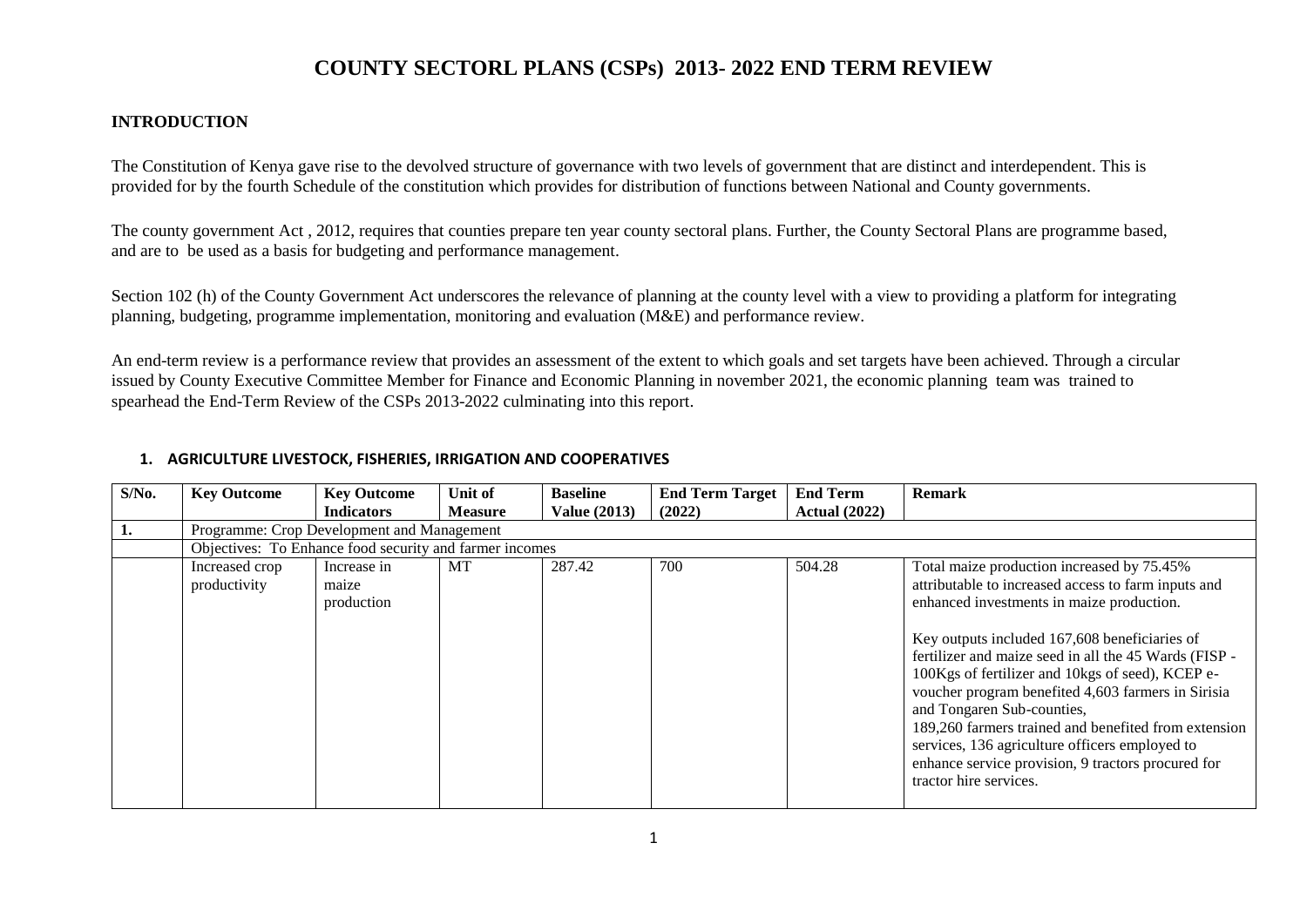# COUNTY SECTORL PLANS (CSPs) 2013- 2022 END TERM REVIEW

## INTRODUCTION

The Constitution of Kenya gave rise to the devolved structure of governance with two levels of government that are distinct and interdependent. This is provided for by the fourth Schedule of the constitution which provides for distribution of functions between National and County governments.

The county government Act , 2012, requires that counties prepare ten year county sectoral plans. Further, the County Sectoral Plans are programme based, and are to be used as a basis for budgeting and performance management.

Section 102 (h) of the County Government Act underscores the relevance of planning at the county level with a view to providing a platform for integrating planning, budgeting, programme implementation, monitoring and evaluation (M&E) and performance review.

An end-term review is a performance review that provides an assessment of the extent to which goals and set targets have been achieved. Through a circular issued by County Executive Committee Member for Finance and Economic Planning in november 2021, the economic planning team was trained to spearhead the End-Term Review of the CSPs 2013-2022 culminating into this report.

### 1. AGRICULTURE LIVESTOCK, FISHERIES, IRRIGATION AND COOPERATIVES

| S/No. | Key Outcome | Key Outcome Indicators | Unit of Measure | Baseline Value (2013) | End Term Target (2022) | End Term Actual (2022) | Remark |
|---|---|---|---|---|---|---|---|
| 1. | Programme: Crop Development and Management | | | | | | |
| | Objectives: To Enhance food security and farmer incomes | | | | | | |
| | Increased crop productivity | Increase in maize production | MT | 287.42 | 700 | 504.28 | Total maize production increased by 75.45% attributable to increased access to farm inputs and enhanced investments in maize production.<br><br>Key outputs included 167,608 beneficiaries of fertilizer and maize seed in all the 45 Wards (FISP - 100Kgs of fertilizer and 10kgs of seed), KCEP e-voucher program benefited 4,603 farmers in Sirisia and Tongaren Sub-counties,<br>189,260 farmers trained and benefited from extension services, 136 agriculture officers employed to enhance service provision, 9 tractors procured for tractor hire services. |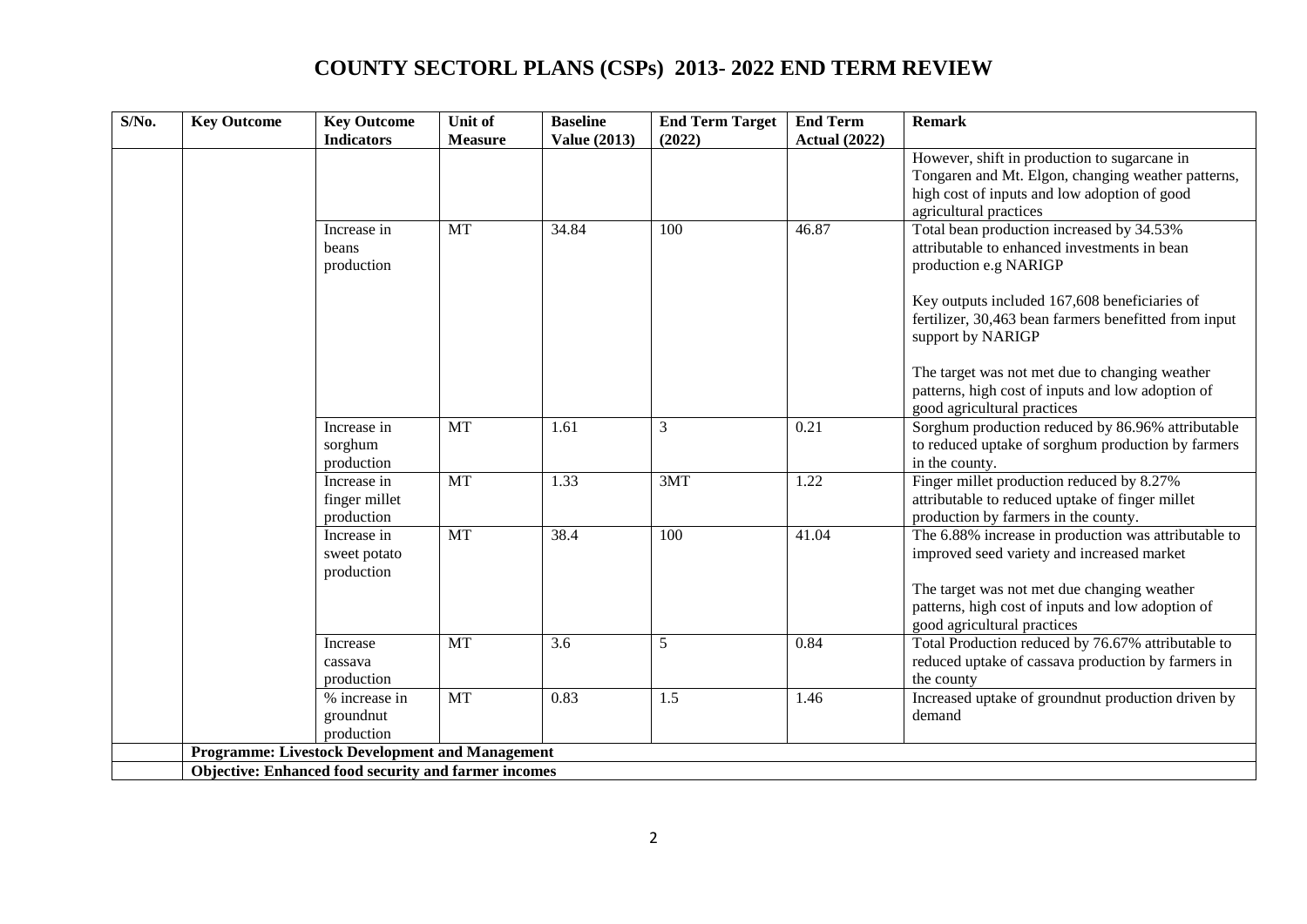# COUNTY SECTORL PLANS (CSPs) 2013- 2022 END TERM REVIEW

| S/No. | Key Outcome | Key Outcome Indicators | Unit of Measure | Baseline Value (2013) | End Term Target (2022) | End Term Actual (2022) | Remark |
|---|---|---|---|---|---|---|---|
| | | | | | | | However, shift in production to sugarcane in Tongaren and Mt. Elgon, changing weather patterns, high cost of inputs and low adoption of good agricultural practices |
| | | Increase in beans production | MT | 34.84 | 100 | 46.87 | Total bean production increased by 34.53% attributable to enhanced investments in bean production e.g NARIGP<br><br>Key outputs included 167,608 beneficiaries of fertilizer, 30,463 bean farmers benefitted from input support by NARIGP<br><br>The target was not met due to changing weather patterns, high cost of inputs and low adoption of good agricultural practices |
| | | Increase in sorghum production | MT | 1.61 | 3 | 0.21 | Sorghum production reduced by 86.96% attributable to reduced uptake of sorghum production by farmers in the county. |
| | | Increase in finger millet production | MT | 1.33 | 3MT | 1.22 | Finger millet production reduced by 8.27% attributable to reduced uptake of finger millet production by farmers in the county. |
| | | Increase in sweet potato production | MT | 38.4 | 100 | 41.04 | The 6.88% increase in production was attributable to improved seed variety and increased market<br><br>The target was not met due changing weather patterns, high cost of inputs and low adoption of good agricultural practices |
| | | Increase cassava production | MT | 3.6 | 5 | 0.84 | Total Production reduced by 76.67% attributable to reduced uptake of cassava production by farmers in the county |
| | | % increase in groundnut production | MT | 0.83 | 1.5 | 1.46 | Increased uptake of groundnut production driven by demand |
| | **Programme: Livestock Development and Management** | | | | | | |
| | **Objective: Enhanced food security and farmer incomes** | | | | | | |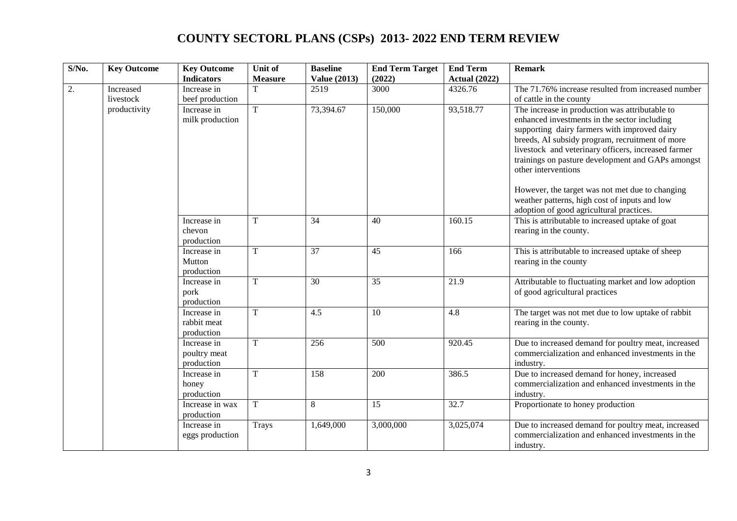# COUNTY SECTORL PLANS (CSPs) 2013- 2022 END TERM REVIEW

| S/No. | Key Outcome | Key Outcome Indicators | Unit of Measure | Baseline Value (2013) | End Term Target (2022) | End Term Actual (2022) | Remark |
|---|---|---|---|---|---|---|---|
| 2. | Increased livestock productivity | Increase in beef production | T | 2519 | 3000 | 4326.76 | The 71.76% increase resulted from increased number of cattle in the county |
| | | Increase in milk production | T | 73,394.67 | 150,000 | 93,518.77 | The increase in production was attributable to enhanced investments in the sector including supporting dairy farmers with improved dairy breeds, AI subsidy program, recruitment of more livestock and veterinary officers, increased farmer trainings on pasture development and GAPs amongst other interventions<br><br>However, the target was not met due to changing weather patterns, high cost of inputs and low adoption of good agricultural practices. |
| | | Increase in chevon production | T | 34 | 40 | 160.15 | This is attributable to increased uptake of goat rearing in the county. |
| | | Increase in Mutton production | T | 37 | 45 | 166 | This is attributable to increased uptake of sheep rearing in the county |
| | | Increase in pork production | T | 30 | 35 | 21.9 | Attributable to fluctuating market and low adoption of good agricultural practices |
| | | Increase in rabbit meat production | T | 4.5 | 10 | 4.8 | The target was not met due to low uptake of rabbit rearing in the county. |
| | | Increase in poultry meat production | T | 256 | 500 | 920.45 | Due to increased demand for poultry meat, increased commercialization and enhanced investments in the industry. |
| | | Increase in honey production | T | 158 | 200 | 386.5 | Due to increased demand for honey, increased commercialization and enhanced investments in the industry. |
| | | Increase in wax production | T | 8 | 15 | 32.7 | Proportionate to honey production |
| | | Increase in eggs production | Trays | 1,649,000 | 3,000,000 | 3,025,074 | Due to increased demand for poultry meat, increased commercialization and enhanced investments in the industry. |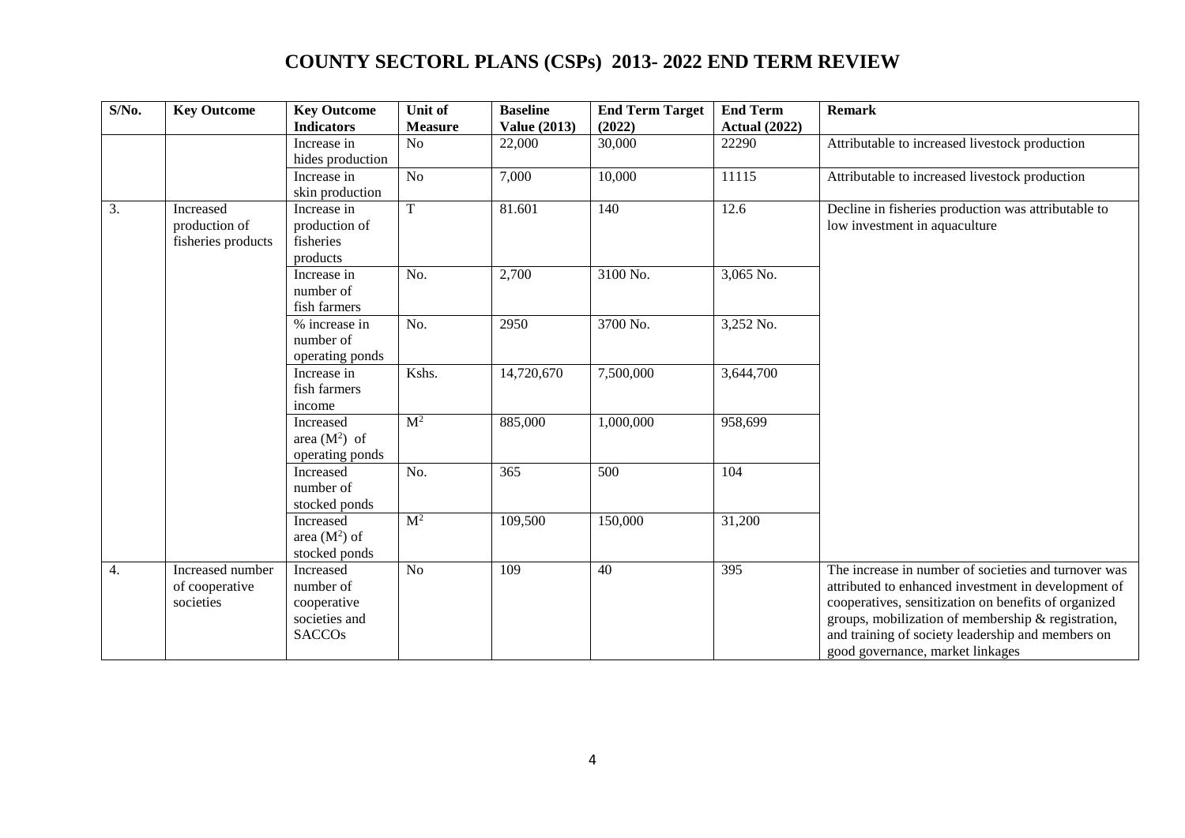# COUNTY SECTORL PLANS (CSPs) 2013- 2022 END TERM REVIEW

| S/No. | Key Outcome | Key Outcome Indicators | Unit of Measure | Baseline Value (2013) | End Term Target (2022) | End Term Actual (2022) | Remark |
|---|---|---|---|---|---|---|---|
| | | Increase in hides production | No | 22,000 | 30,000 | 22290 | Attributable to increased livestock production |
| | | Increase in skin production | No | 7,000 | 10,000 | 11115 | Attributable to increased livestock production |
| 3. | Increased production of fisheries products | Increase in production of fisheries products | T | 81.601 | 140 | 12.6 | Decline in fisheries production was attributable to low investment in aquaculture |
| | | Increase in number of fish farmers | No. | 2,700 | 3100 No. | 3,065 No. | |
| | | % increase in number of operating ponds | No. | 2950 | 3700 No. | 3,252 No. | |
| | | Increase in fish farmers income | Kshs. | 14,720,670 | 7,500,000 | 3,644,700 | |
| | | Increased area ($M^2$) of operating ponds | $M^2$ | 885,000 | 1,000,000 | 958,699 | |
| | | Increased number of stocked ponds | No. | 365 | 500 | 104 | |
| | | Increased area ($M^2$) of stocked ponds | $M^2$ | 109,500 | 150,000 | 31,200 | |
| 4. | Increased number of cooperative societies | Increased number of cooperative societies and SACCOs | No | 109 | 40 | 395 | The increase in number of societies and turnover was attributed to enhanced investment in development of cooperatives, sensitization on benefits of organized groups, mobilization of membership & registration, and training of society leadership and members on good governance, market linkages |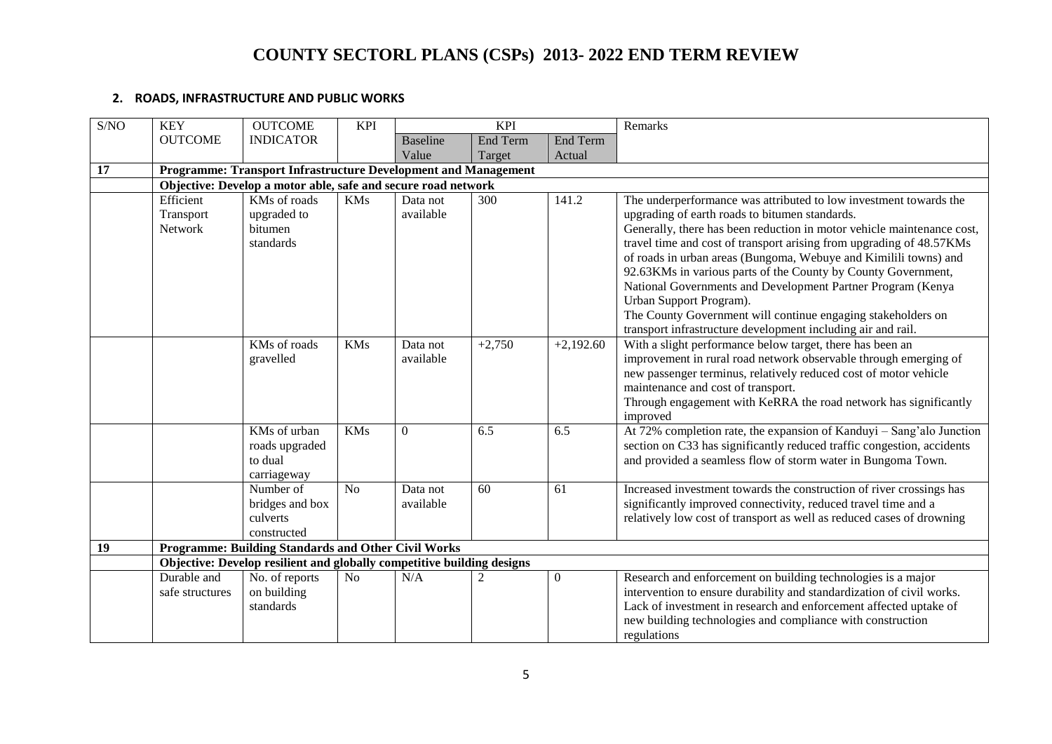# COUNTY SECTORL PLANS (CSPs) 2013- 2022 END TERM REVIEW

## 2. ROADS, INFRASTRUCTURE AND PUBLIC WORKS

| S/NO | KEY OUTCOME | OUTCOME INDICATOR | KPI | KPI | | | Remarks |
|---|---|---|---|---|---|---|---|
| | | | | Baseline Value | End Term Target | End Term Actual | |
| **17** | **Programme: Transport Infrastructure Development and Management** | | | | | | |
| | **Objective: Develop a motor able, safe and secure road network** | | | | | | |
| | Efficient Transport Network | KMs of roads upgraded to bitumen standards | KMs | Data not available | 300 | 141.2 | The underperformance was attributed to low investment towards the upgrading of earth roads to bitumen standards. Generally, there has been reduction in motor vehicle maintenance cost, travel time and cost of transport arising from upgrading of 48.57KMs of roads in urban areas (Bungoma, Webuye and Kimilili towns) and 92.63KMs in various parts of the County by County Government, National Governments and Development Partner Program (Kenya Urban Support Program). The County Government will continue engaging stakeholders on transport infrastructure development including air and rail. |
| | | KMs of roads gravelled | KMs | Data not available | +2,750 | +2,192.60 | With a slight performance below target, there has been an improvement in rural road network observable through emerging of new passenger terminus, relatively reduced cost of motor vehicle maintenance and cost of transport. Through engagement with KeRRA the road network has significantly improved |
| | | KMs of urban roads upgraded to dual carriageway | KMs | 0 | 6.5 | 6.5 | At 72% completion rate, the expansion of Kanduyi – Sang'alo Junction section on C33 has significantly reduced traffic congestion, accidents and provided a seamless flow of storm water in Bungoma Town. |
| | | Number of bridges and box culverts constructed | No | Data not available | 60 | 61 | Increased investment towards the construction of river crossings has significantly improved connectivity, reduced travel time and a relatively low cost of transport as well as reduced cases of drowning |
| **19** | **Programme: Building Standards and Other Civil Works** | | | | | | |
| | **Objective: Develop resilient and globally competitive building designs** | | | | | | |
| | Durable and safe structures | No. of reports on building standards | No | N/A | 2 | 0 | Research and enforcement on building technologies is a major intervention to ensure durability and standardization of civil works. Lack of investment in research and enforcement affected uptake of new building technologies and compliance with construction regulations |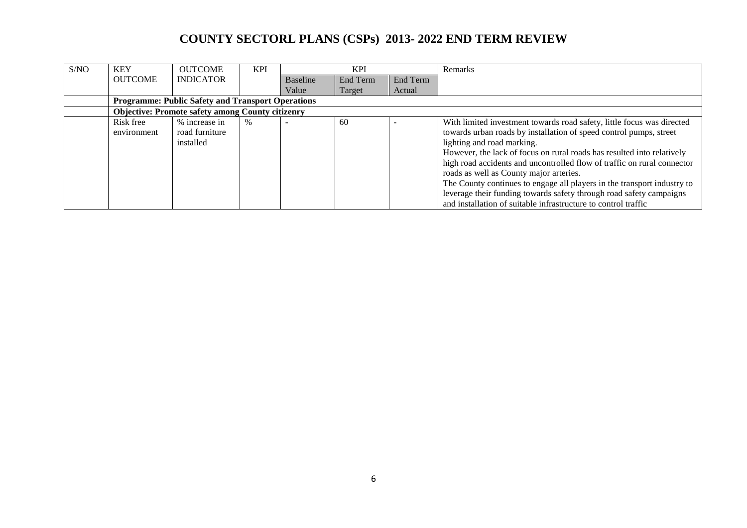# COUNTY SECTORL PLANS (CSPs) 2013- 2022 END TERM REVIEW

| S/NO | KEY OUTCOME | OUTCOME INDICATOR | KPI | KPI | | | Remarks |
|---|---|---|---|---|---|---|---|
| | | | | Baseline Value | End Term Target | End Term Actual | |
| | **Programme: Public Safety and Transport Operations** | | | | | | |
| | **Objective: Promote safety among County citizenry** | | | | | | |
| | Risk free environment | % increase in road furniture installed | % | - | 60 | - | With limited investment towards road safety, little focus was directed towards urban roads by installation of speed control pumps, street lighting and road marking.<br>However, the lack of focus on rural roads has resulted into relatively high road accidents and uncontrolled flow of traffic on rural connector roads as well as County major arteries.<br>The County continues to engage all players in the transport industry to leverage their funding towards safety through road safety campaigns and installation of suitable infrastructure to control traffic |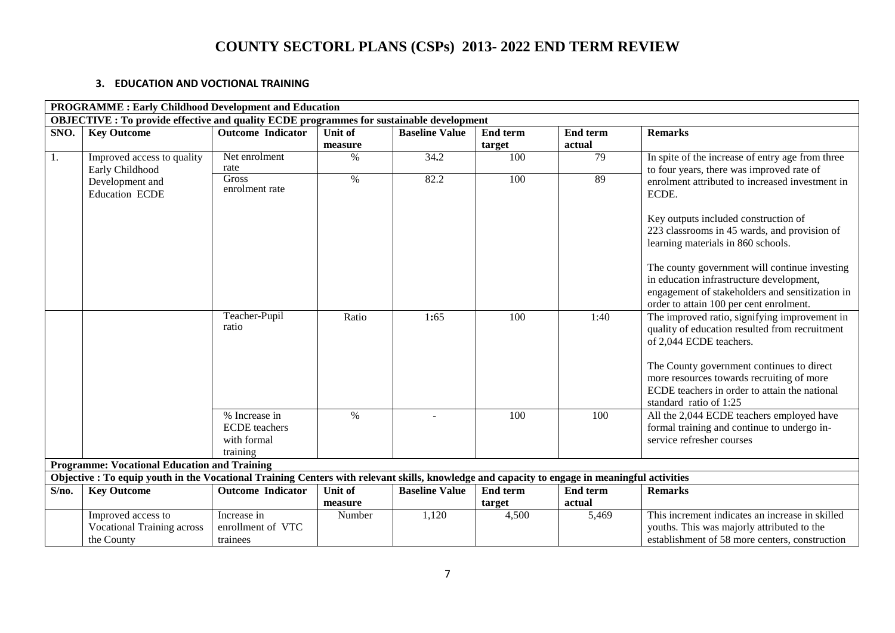# COUNTY SECTORL PLANS (CSPs) 2013- 2022 END TERM REVIEW

## 3. EDUCATION AND VOCTIONAL TRAINING

| **PROGRAMME : Early Childhood Development and Education** | | | | | | | |
|---|---|---|---|---|---|---|---|
| **OBJECTIVE : To provide effective and quality ECDE programmes for sustainable development** | | | | | | | |
| **SNO.** | **Key Outcome** | **Outcome Indicator** | **Unit of measure** | **Baseline Value** | **End term target** | **End term actual** | **Remarks** |
| 1. | Improved access to quality Early Childhood Development and Education ECDE | Net enrolment rate | % | 34.2 | 100 | 79 | In spite of the increase of entry age from three to four years, there was improved rate of enrolment attributed to increased investment in ECDE.<br><br>Key outputs included construction of 223 classrooms in 45 wards, and provision of learning materials in 860 schools.<br><br>The county government will continue investing in education infrastructure development, engagement of stakeholders and sensitization in order to attain 100 per cent enrolment. |
| | | Gross enrolment rate | % | 82.2 | 100 | 89 | |
| | | Teacher-Pupil ratio | Ratio | 1:65 | 100 | 1:40 | The improved ratio, signifying improvement in quality of education resulted from recruitment of 2,044 ECDE teachers.<br><br>The County government continues to direct more resources towards recruiting of more ECDE teachers in order to attain the national standard ratio of 1:25 |
| | | % Increase in ECDE teachers with formal training | % | - | 100 | 100 | All the 2,044 ECDE teachers employed have formal training and continue to undergo in-service refresher courses |
| **Programme: Vocational Education and Training** | | | | | | | |
| **Objective : To equip youth in the Vocational Training Centers with relevant skills, knowledge and capacity to engage in meaningful activities** | | | | | | | |
| **S/no.** | **Key Outcome** | **Outcome Indicator** | **Unit of measure** | **Baseline Value** | **End term target** | **End term actual** | **Remarks** |
| | Improved access to Vocational Training across the County | Increase in enrollment of VTC trainees | Number | 1,120 | 4,500 | 5,469 | This increment indicates an increase in skilled youths. This was majorly attributed to the establishment of 58 more centers, construction |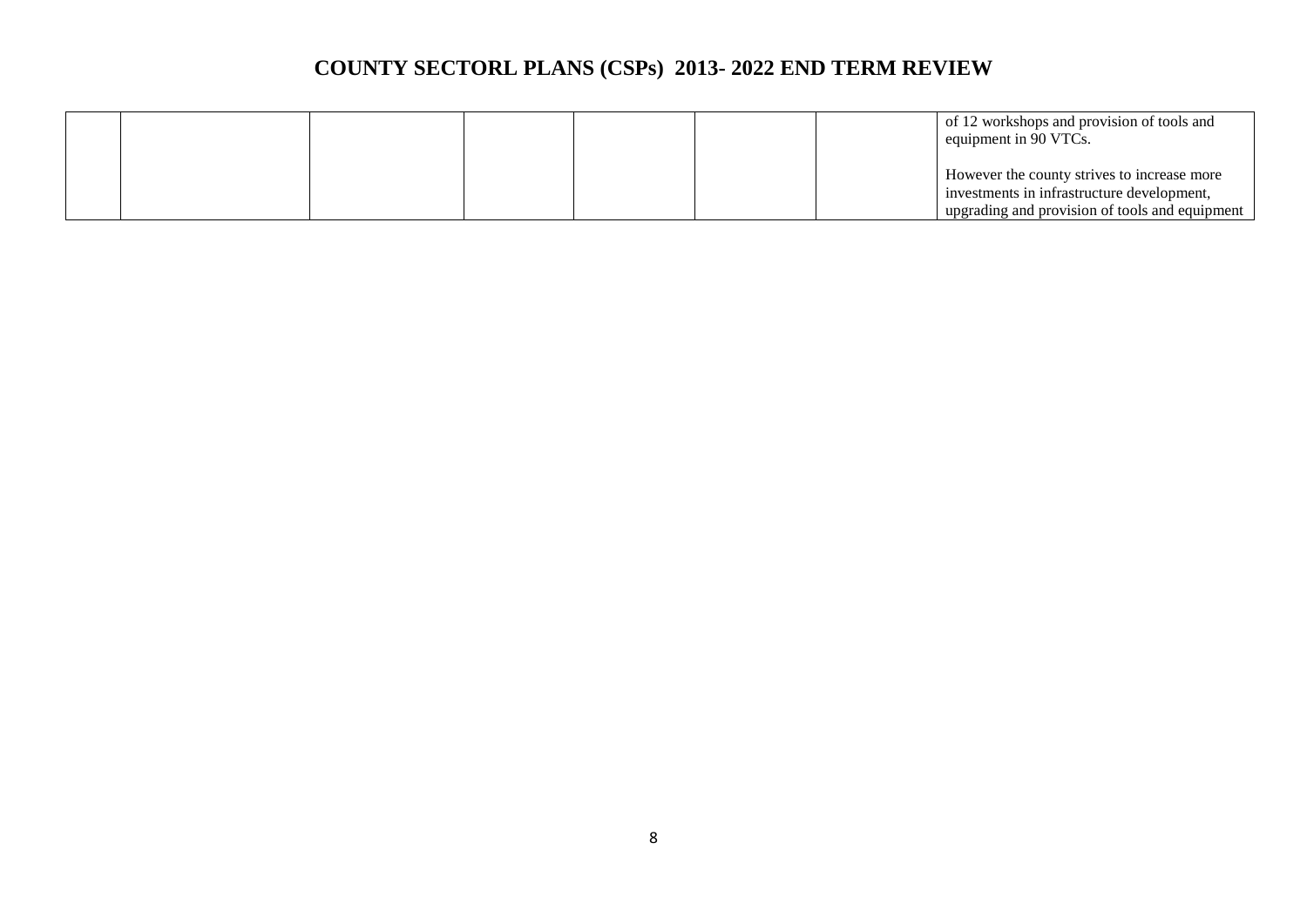# COUNTY SECTORL PLANS (CSPs) 2013- 2022 END TERM REVIEW

| | | | | | | | |
|---|---|---|---|---|---|---|---|
| | | | | | | | of 12 workshops and provision of tools and equipment in 90 VTCs.<br><br>However the county strives to increase more investments in infrastructure development, upgrading and provision of tools and equipment |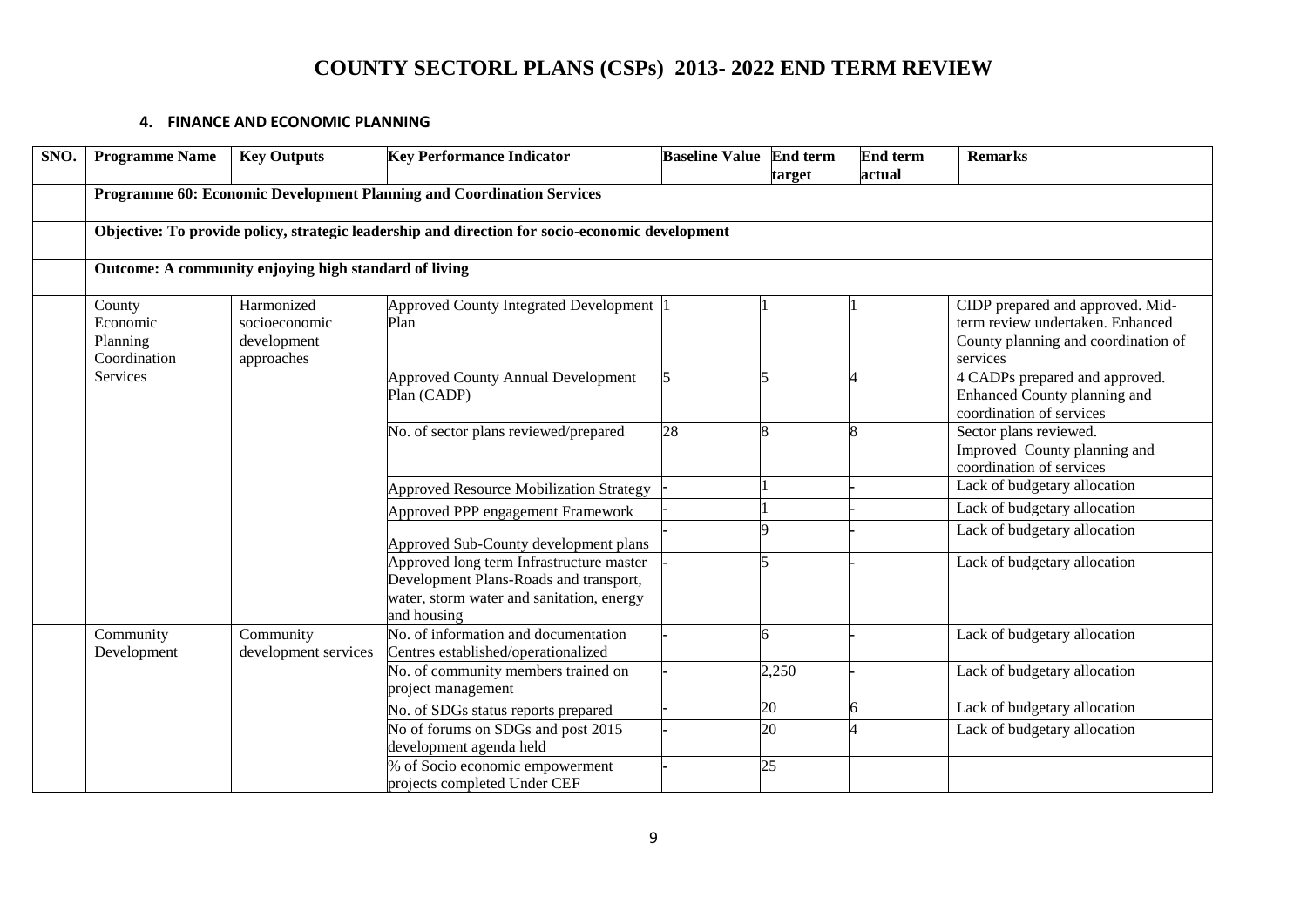# COUNTY SECTORL PLANS (CSPs) 2013- 2022 END TERM REVIEW

### 4. FINANCE AND ECONOMIC PLANNING

| SNO. | Programme Name | Key Outputs | Key Performance Indicator | Baseline Value | End term target | End term actual | Remarks |
|---|---|---|---|---|---|---|---|
| | **Programme 60: Economic Development Planning and Coordination Services** | | | | | | |
| | **Objective: To provide policy, strategic leadership and direction for socio-economic development** | | | | | | |
| | **Outcome: A community enjoying high standard of living** | | | | | | |
| | County Economic Planning Coordination Services | Harmonized socioeconomic development approaches | Approved County Integrated Development Plan | 1 | 1 | 1 | CIDP prepared and approved. Mid-term review undertaken. Enhanced County planning and coordination of services |
| | | | Approved County Annual Development Plan (CADP) | 5 | 5 | 4 | 4 CADPs prepared and approved. Enhanced County planning and coordination of services |
| | | | No. of sector plans reviewed/prepared | 28 | 8 | 8 | Sector plans reviewed. Improved County planning and coordination of services |
| | | | Approved Resource Mobilization Strategy | - | 1 | - | Lack of budgetary allocation |
| | | | Approved PPP engagement Framework | - | 1 | - | Lack of budgetary allocation |
| | | | Approved Sub-County development plans | - | 9 | - | Lack of budgetary allocation |
| | | | Approved long term Infrastructure master Development Plans-Roads and transport, water, storm water and sanitation, energy and housing | - | 5 | - | Lack of budgetary allocation |
| | Community Development | Community development services | No. of information and documentation Centres established/operationalized | - | 6 | - | Lack of budgetary allocation |
| | | | No. of community members trained on project management | - | 2,250 | - | Lack of budgetary allocation |
| | | | No. of SDGs status reports prepared | - | 20 | 6 | Lack of budgetary allocation |
| | | | No of forums on SDGs and post 2015 development agenda held | - | 20 | 4 | Lack of budgetary allocation |
| | | | % of Socio economic empowerment projects completed Under CEF | - | 25 | | |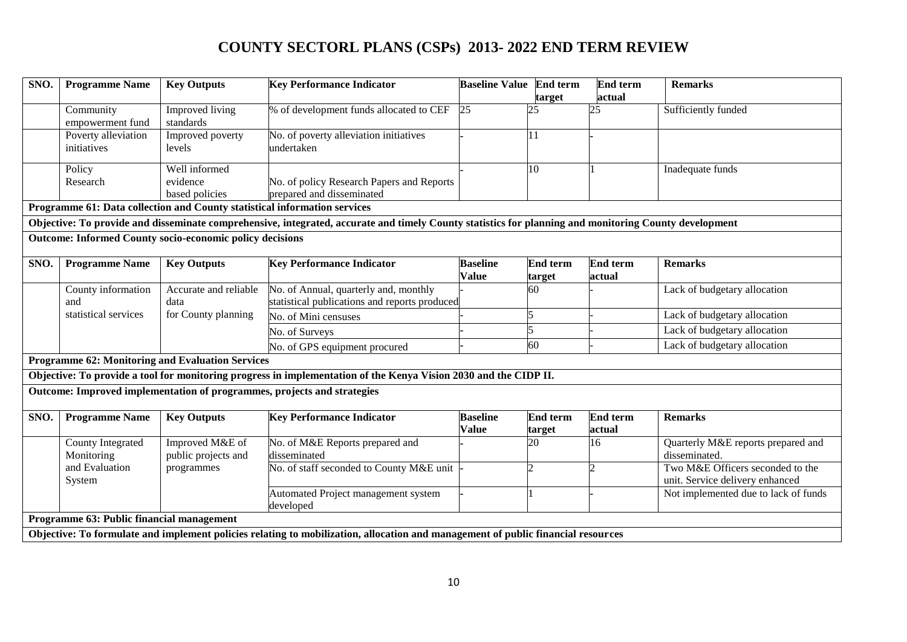# COUNTY SECTORL PLANS (CSPs) 2013- 2022 END TERM REVIEW

| SNO. | Programme Name | Key Outputs | Key Performance Indicator | Baseline Value | End term target | End term actual | Remarks |
|---|---|---|---|---|---|---|---|
| | Community empowerment fund | Improved living standards | % of development funds allocated to CEF | 25 | 25 | 25 | Sufficiently funded |
| | Poverty alleviation initiatives | Improved poverty levels | No. of poverty alleviation initiatives undertaken | - | 11 | - | |
| | Policy Research | Well informed evidence based policies | No. of policy Research Papers and Reports prepared and disseminated | - | 10 | 1 | Inadequate funds |

**Programme 61: Data collection and County statistical information services**

**Objective: To provide and disseminate comprehensive, integrated, accurate and timely County statistics for planning and monitoring County development**

**Outcome: Informed County socio-economic policy decisions**

| SNO. | Programme Name | Key Outputs | Key Performance Indicator | Baseline Value | End term target | End term actual | Remarks |
|---|---|---|---|---|---|---|---|
| | County information and statistical services | Accurate and reliable data for County planning | No. of Annual, quarterly and, monthly statistical publications and reports produced | - | 60 | - | Lack of budgetary allocation |
| | | | No. of Mini censuses | - | 5 | - | Lack of budgetary allocation |
| | | | No. of Surveys | - | 5 | - | Lack of budgetary allocation |
| | | | No. of GPS equipment procured | - | 60 | - | Lack of budgetary allocation |

**Programme 62: Monitoring and Evaluation Services**

**Objective: To provide a tool for monitoring progress in implementation of the Kenya Vision 2030 and the CIDP II.**

**Outcome: Improved implementation of programmes, projects and strategies**

| SNO. | Programme Name | Key Outputs | Key Performance Indicator | Baseline Value | End term target | End term actual | Remarks |
|---|---|---|---|---|---|---|---|
| | County Integrated Monitoring and Evaluation System | Improved M&E of public projects and programmes | No. of M&E Reports prepared and disseminated | - | 20 | 16 | Quarterly M&E reports prepared and disseminated. |
| | | | No. of staff seconded to County M&E unit | - | 2 | 2 | Two M&E Officers seconded to the unit. Service delivery enhanced |
| | | | Automated Project management system developed | - | 1 | - | Not implemented due to lack of funds |

**Programme 63: Public financial management**

**Objective: To formulate and implement policies relating to mobilization, allocation and management of public financial resources**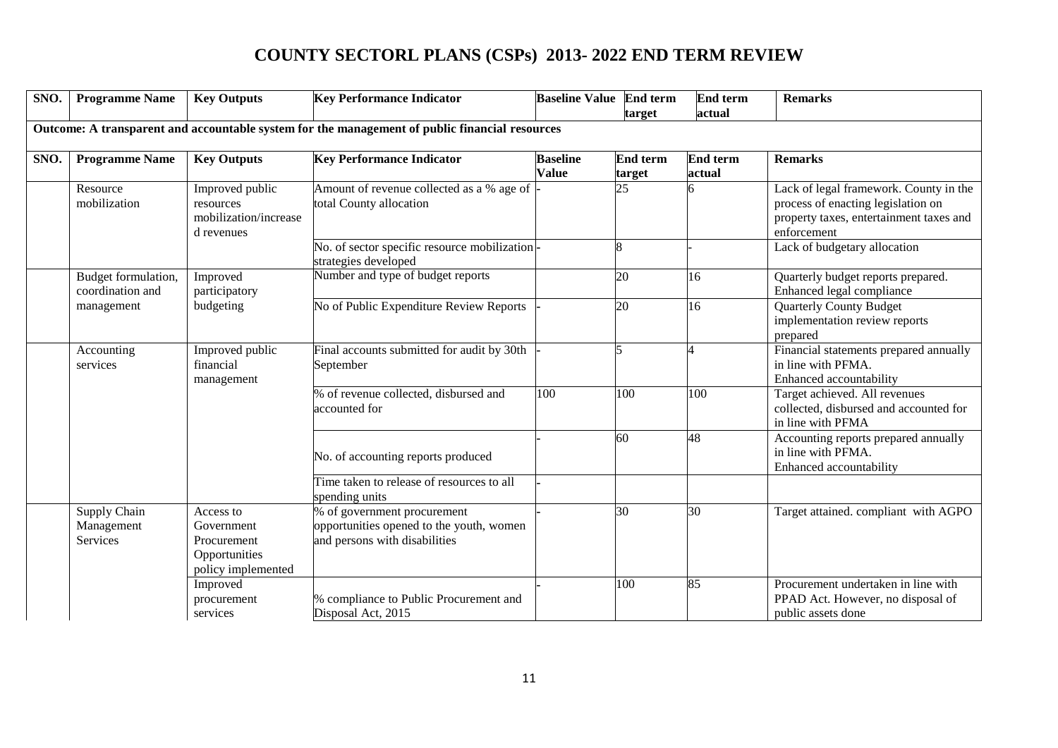# COUNTY SECTORL PLANS (CSPs) 2013- 2022 END TERM REVIEW

| SNO. | Programme Name | Key Outputs | Key Performance Indicator | Baseline Value | End term target | End term actual | Remarks |
|---|---|---|---|---|---|---|---|
| **Outcome: A transparent and accountable system for the management of public financial resources** | | | | | | | |
| **SNO.** | **Programme Name** | **Key Outputs** | **Key Performance Indicator** | **Baseline Value** | **End term target** | **End term actual** | **Remarks** |
| | Resource mobilization | Improved public resources mobilization/increased revenues | Amount of revenue collected as a % age of total County allocation | - | 25 | 6 | Lack of legal framework. County in the process of enacting legislation on property taxes, entertainment taxes and enforcement |
| | | | No. of sector specific resource mobilization strategies developed | - | 8 | - | Lack of budgetary allocation |
| | Budget formulation, coordination and management | Improved participatory budgeting | Number and type of budget reports | | 20 | 16 | Quarterly budget reports prepared. Enhanced legal compliance |
| | | | No of Public Expenditure Review Reports | - | 20 | 16 | Quarterly County Budget implementation review reports prepared |
| | Accounting services | Improved public financial management | Final accounts submitted for audit by 30th September | - | 5 | 4 | Financial statements prepared annually in line with PFMA. Enhanced accountability |
| | | | % of revenue collected, disbursed and accounted for | 100 | 100 | 100 | Target achieved. All revenues collected, disbursed and accounted for in line with PFMA |
| | | | No. of accounting reports produced | - | 60 | 48 | Accounting reports prepared annually in line with PFMA. Enhanced accountability |
| | | | Time taken to release of resources to all spending units | - | | | |
| | Supply Chain Management Services | Access to Government Procurement Opportunities policy implemented | % of government procurement opportunities opened to the youth, women and persons with disabilities | - | 30 | 30 | Target attained. compliant with AGPO |
| | | Improved procurement services | % compliance to Public Procurement and Disposal Act, 2015 | - | 100 | 85 | Procurement undertaken in line with PPAD Act. However, no disposal of public assets done |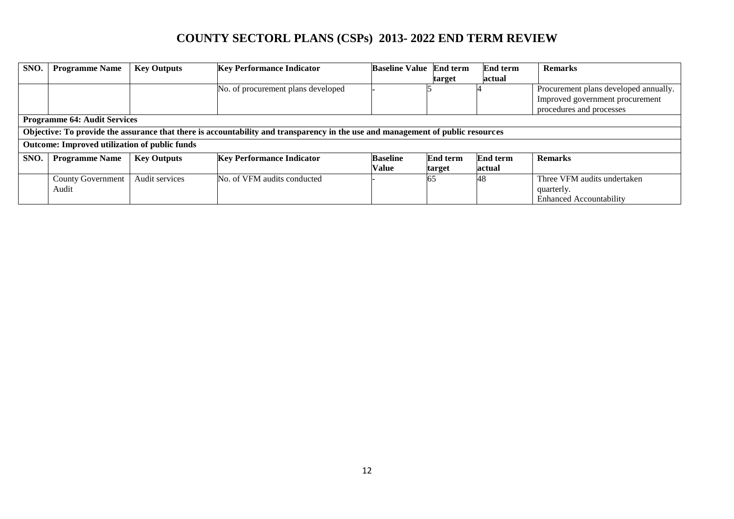# COUNTY SECTORL PLANS (CSPs) 2013- 2022 END TERM REVIEW

| SNO. | Programme Name | Key Outputs | Key Performance Indicator | Baseline Value | End term target | End term actual | Remarks |
|---|---|---|---|---|---|---|---|
| | | | No. of procurement plans developed | - | 5 | 4 | Procurement plans developed annually. Improved government procurement procedures and processes |
| **Programme 64: Audit Services** | | | | | | | |
| **Objective: To provide the assurance that there is accountability and transparency in the use and management of public resources** | | | | | | | |
| **Outcome: Improved utilization of public funds** | | | | | | | |
| **SNO.** | **Programme Name** | **Key Outputs** | **Key Performance Indicator** | **Baseline Value** | **End term target** | **End term actual** | **Remarks** |
| | County Government Audit | Audit services | No. of VFM audits conducted | - | 65 | 48 | Three VFM audits undertaken quarterly. Enhanced Accountability |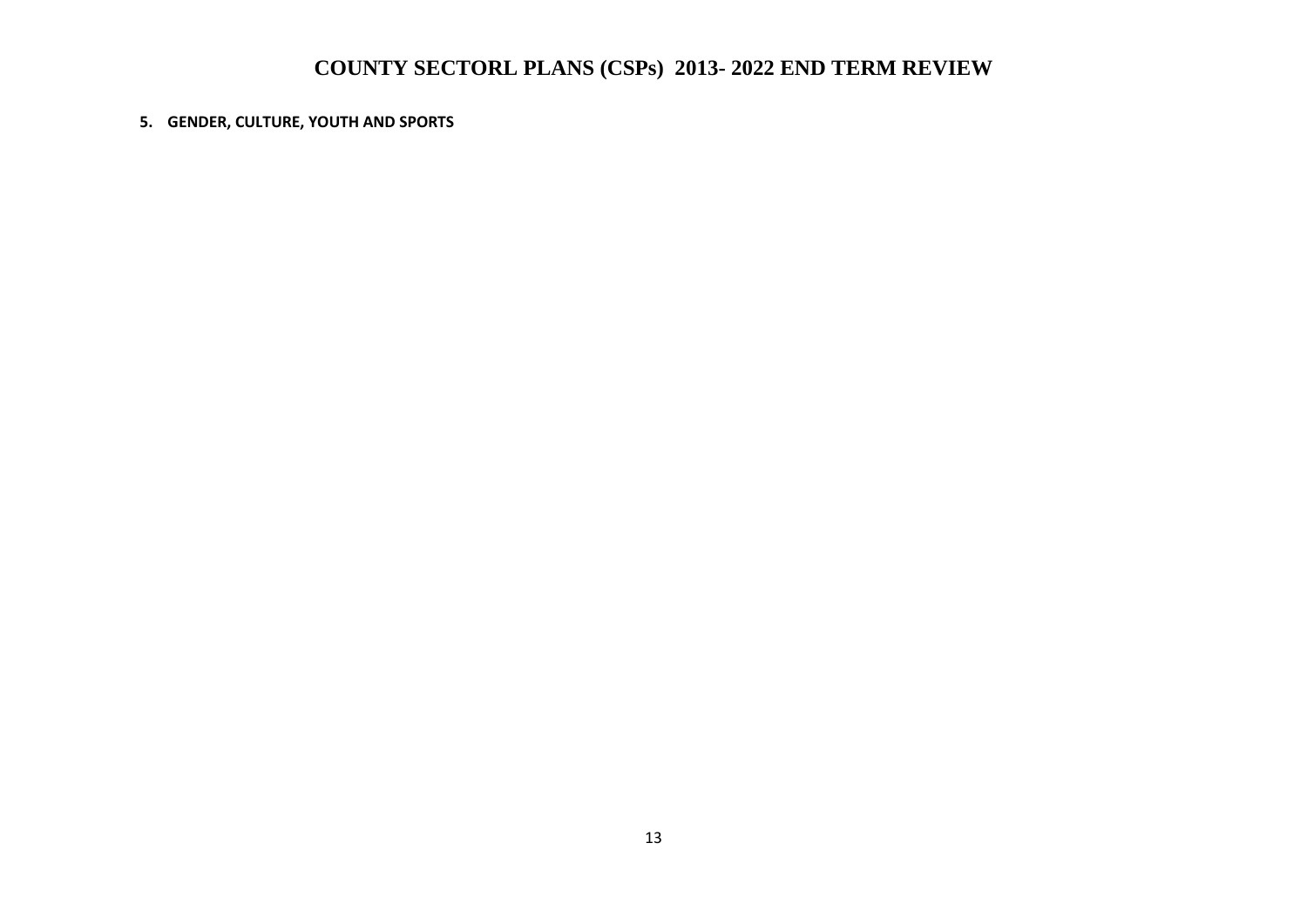# COUNTY SECTORL PLANS (CSPs) 2013- 2022 END TERM REVIEW

**5. GENDER, CULTURE, YOUTH AND SPORTS**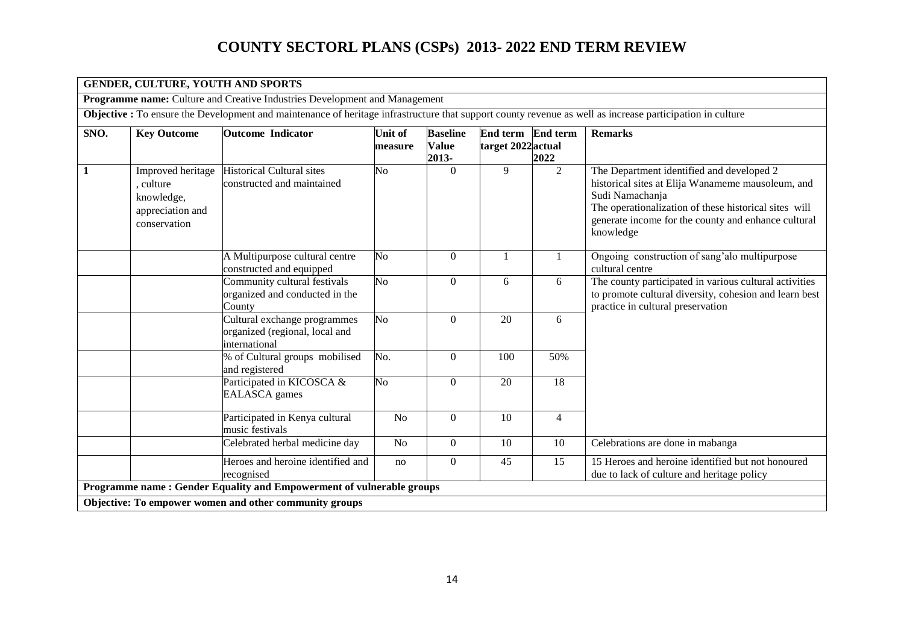# COUNTY SECTORL PLANS (CSPs) 2013- 2022 END TERM REVIEW

| **GENDER, CULTURE, YOUTH AND SPORTS** | | | | | | | |
|---|---|---|---|---|---|---|---|
| **Programme name:** Culture and Creative Industries Development and Management | | | | | | | |
| **Objective :** To ensure the Development and maintenance of heritage infrastructure that support county revenue as well as increase participation in culture | | | | | | | |
| **SNO.** | **Key Outcome** | **Outcome Indicator** | **Unit of measure** | **Baseline Value 2013-** | **End term target 2022** | **End term actual 2022** | **Remarks** |
| **1** | Improved heritage , culture knowledge, appreciation and conservation | Historical Cultural sites constructed and maintained | No | 0 | 9 | 2 | The Department identified and developed 2 historical sites at Elija Wanameme mausoleum, and Sudi Namachanja<br>The operationalization of these historical sites will generate income for the county and enhance cultural knowledge |
| | | A Multipurpose cultural centre constructed and equipped | No | 0 | 1 | 1 | Ongoing construction of sang'alo multipurpose cultural centre |
| | | Community cultural festivals organized and conducted in the County | No | 0 | 6 | 6 | The county participated in various cultural activities to promote cultural diversity, cohesion and learn best practice in cultural preservation |
| | | Cultural exchange programmes organized (regional, local and international | No | 0 | 20 | 6 | |
| | | % of Cultural groups mobilised and registered | No. | 0 | 100 | 50% | |
| | | Participated in KICOSCA & EALASCA games | No | 0 | 20 | 18 | |
| | | Participated in Kenya cultural music festivals | No | 0 | 10 | 4 | |
| | | Celebrated herbal medicine day | No | 0 | 10 | 10 | Celebrations are done in mabanga |
| | | Heroes and heroine identified and recognised | no | 0 | 45 | 15 | 15 Heroes and heroine identified but not honoured due to lack of culture and heritage policy |
| **Programme name : Gender Equality and Empowerment of vulnerable groups** | | | | | | | |
| **Objective: To empower women and other community groups** | | | | | | | |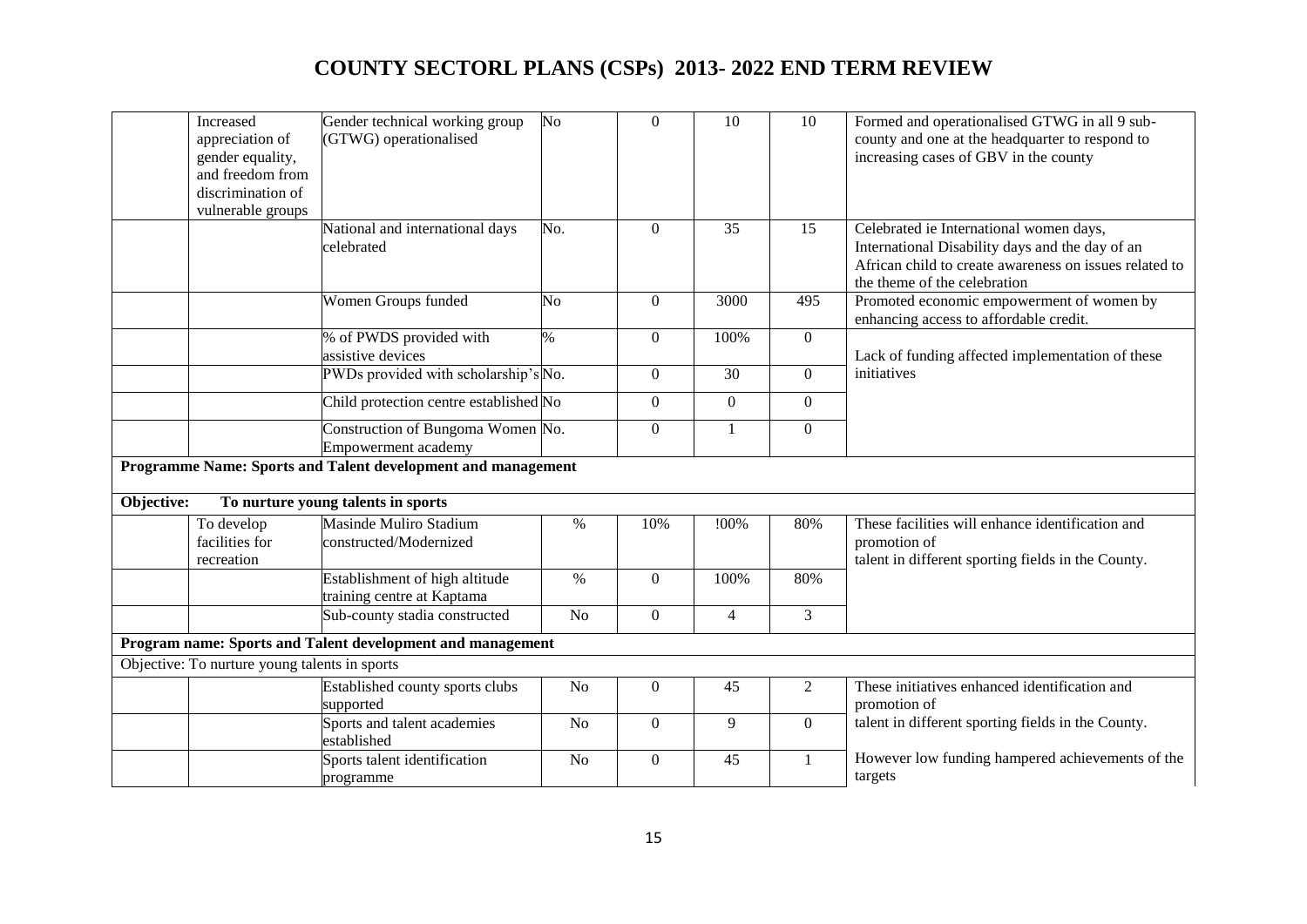# COUNTY SECTORL PLANS (CSPs) 2013- 2022 END TERM REVIEW

| | | | | | | | |
|---|---|---|---|---|---|---|---|
| | Increased appreciation of gender equality, and freedom from discrimination of vulnerable groups | Gender technical working group (GTWG) operationalised | No | 0 | 10 | 10 | Formed and operationalised GTWG in all 9 sub-county and one at the headquarter to respond to increasing cases of GBV in the county |
| | | National and international days celebrated | No. | 0 | 35 | 15 | Celebrated ie International women days, International Disability days and the day of an African child to create awareness on issues related to the theme of the celebration |
| | | Women Groups funded | No | 0 | 3000 | 495 | Promoted economic empowerment of women by enhancing access to affordable credit. |
| | | % of PWDS provided with assistive devices | % | 0 | 100% | 0 | Lack of funding affected implementation of these initiatives |
| | | PWDs provided with scholarship's | No. | 0 | 30 | 0 | |
| | | Child protection centre established | No | 0 | 0 | 0 | |
| | | Construction of Bungoma Women Empowerment academy | No. | 0 | 1 | 0 | |
| **Programme Name: Sports and Talent development and management** | | | | | | | |
| **Objective: To nurture young talents in sports** | | | | | | | |
| | To develop facilities for recreation | Masinde Muliro Stadium constructed/Modernized | % | 10% | !00% | 80% | These facilities will enhance identification and promotion of talent in different sporting fields in the County. |
| | | Establishment of high altitude training centre at Kaptama | % | 0 | 100% | 80% | |
| | | Sub-county stadia constructed | No | 0 | 4 | 3 | |
| **Program name: Sports and Talent development and management** | | | | | | | |
| Objective: To nurture young talents in sports | | | | | | | |
| | | Established county sports clubs supported | No | 0 | 45 | 2 | These initiatives enhanced identification and promotion of talent in different sporting fields in the County. However low funding hampered achievements of the targets |
| | | Sports and talent academies established | No | 0 | 9 | 0 | |
| | | Sports talent identification programme | No | 0 | 45 | 1 | |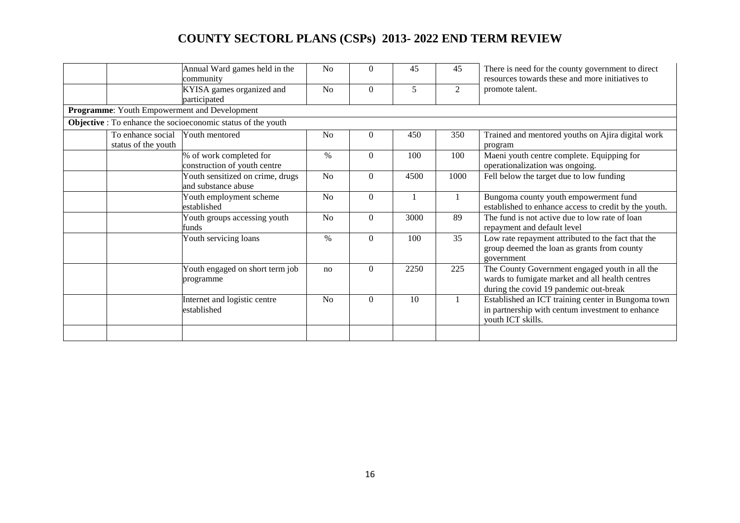# COUNTY SECTORL PLANS (CSPs) 2013- 2022 END TERM REVIEW

| | | | | | | | |
|---|---|---|---|---|---|---|---|
| | | Annual Ward games held in the community | No | 0 | 45 | 45 | There is need for the county government to direct resources towards these and more initiatives to promote talent. |
| | | KYISA games organized and participated | No | 0 | 5 | 2 | |
| **Programme**: Youth Empowerment and Development | | | | | | | |
| **Objective** : To enhance the socioeconomic status of the youth | | | | | | | |
| | To enhance social status of the youth | Youth mentored | No | 0 | 450 | 350 | Trained and mentored youths on Ajira digital work program |
| | | % of work completed for construction of youth centre | % | 0 | 100 | 100 | Maeni youth centre complete. Equipping for operationalization was ongoing. |
| | | Youth sensitized on crime, drugs and substance abuse | No | 0 | 4500 | 1000 | Fell below the target due to low funding |
| | | Youth employment scheme established | No | 0 | 1 | 1 | Bungoma county youth empowerment fund established to enhance access to credit by the youth. |
| | | Youth groups accessing youth funds | No | 0 | 3000 | 89 | The fund is not active due to low rate of loan repayment and default level |
| | | Youth servicing loans | % | 0 | 100 | 35 | Low rate repayment attributed to the fact that the group deemed the loan as grants from county government |
| | | Youth engaged on short term job programme | no | 0 | 2250 | 225 | The County Government engaged youth in all the wards to fumigate market and all health centres during the covid 19 pandemic out-break |
| | | Internet and logistic centre established | No | 0 | 10 | 1 | Established an ICT training center in Bungoma town in partnership with centum investment to enhance youth ICT skills. |
| | | | | | | | |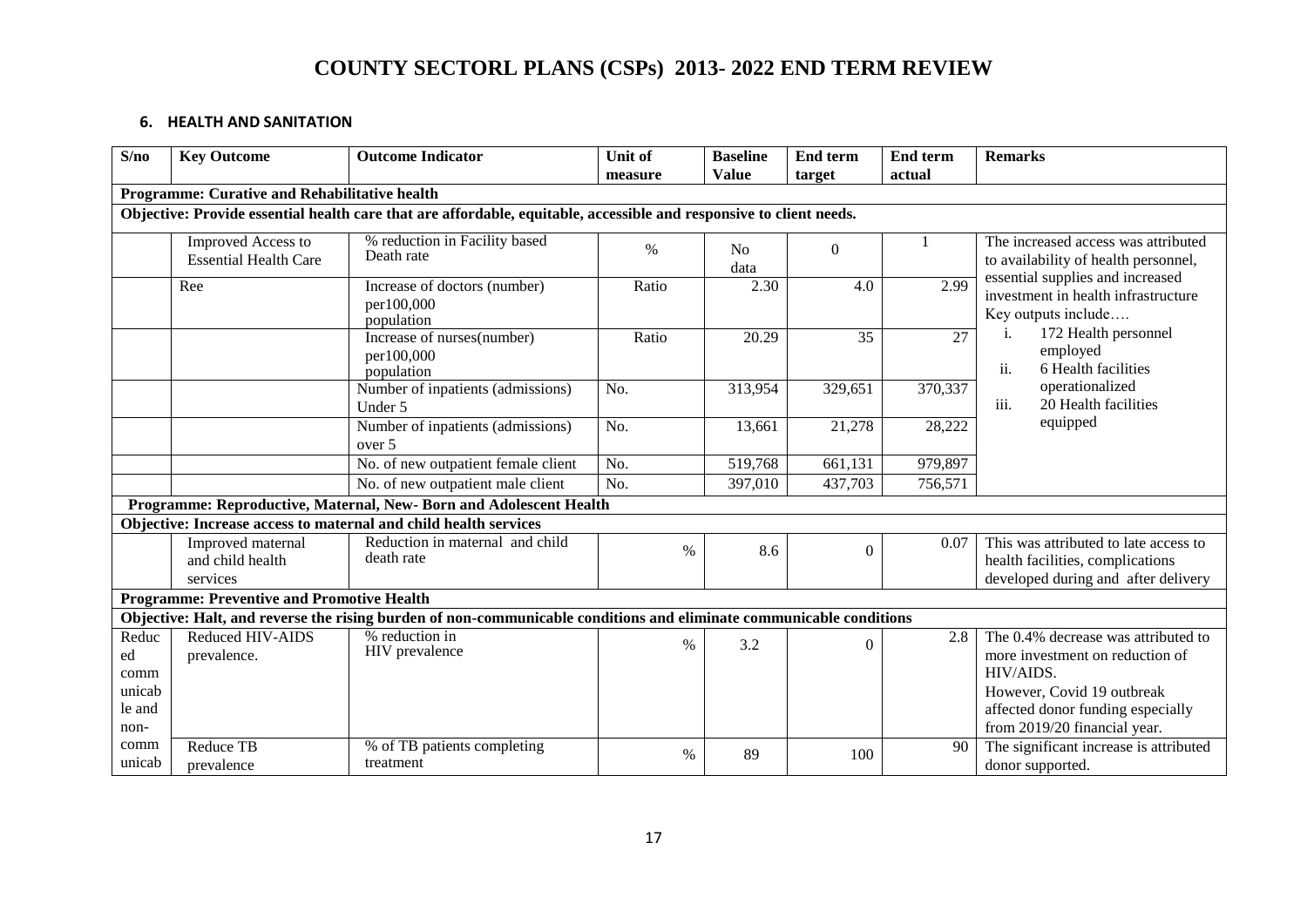# COUNTY SECTORL PLANS (CSPs) 2013- 2022 END TERM REVIEW

## 6. HEALTH AND SANITATION

| S/no | Key Outcome | Outcome Indicator | Unit of measure | Baseline Value | End term target | End term actual | Remarks |
|---|---|---|---|---|---|---|---|
| **Programme: Curative and Rehabilitative health** | | | | | | | |
| **Objective: Provide essential health care that are affordable, equitable, accessible and responsive to client needs.** | | | | | | | |
| | Improved Access to Essential Health Care | % reduction in Facility based Death rate | % | No data | 0 | 1 | The increased access was attributed to availability of health personnel, essential supplies and increased investment in health infrastructure Key outputs include…. i. 172 Health personnel employed ii. 6 Health facilities operationalized iii. 20 Health facilities equipped |
| | Ree | Increase of doctors (number) per100,000 population | Ratio | 2.30 | 4.0 | 2.99 | |
| | | Increase of nurses(number) per100,000 population | Ratio | 20.29 | 35 | 27 | |
| | | Number of inpatients (admissions) Under 5 | No. | 313,954 | 329,651 | 370,337 | |
| | | Number of inpatients (admissions) over 5 | No. | 13,661 | 21,278 | 28,222 | |
| | | No. of new outpatient female client | No. | 519,768 | 661,131 | 979,897 | |
| | | No. of new outpatient male client | No. | 397,010 | 437,703 | 756,571 | |
| **Programme: Reproductive, Maternal, New- Born and Adolescent Health** | | | | | | | |
| **Objective: Increase access to maternal and child health services** | | | | | | | |
| | Improved maternal and child health services | Reduction in maternal and child death rate | % | 8.6 | 0 | 0.07 | This was attributed to late access to health facilities, complications developed during and after delivery |
| **Programme: Preventive and Promotive Health** | | | | | | | |
| **Objective: Halt, and reverse the rising burden of non-communicable conditions and eliminate communicable conditions** | | | | | | | |
| Reduced communicable and non-communicab | Reduced HIV-AIDS prevalence. | % reduction in HIV prevalence | % | 3.2 | 0 | 2.8 | The 0.4% decrease was attributed to more investment on reduction of HIV/AIDS. However, Covid 19 outbreak affected donor funding especially from 2019/20 financial year. |
| | Reduce TB prevalence | % of TB patients completing treatment | % | 89 | 100 | 90 | The significant increase is attributed donor supported. |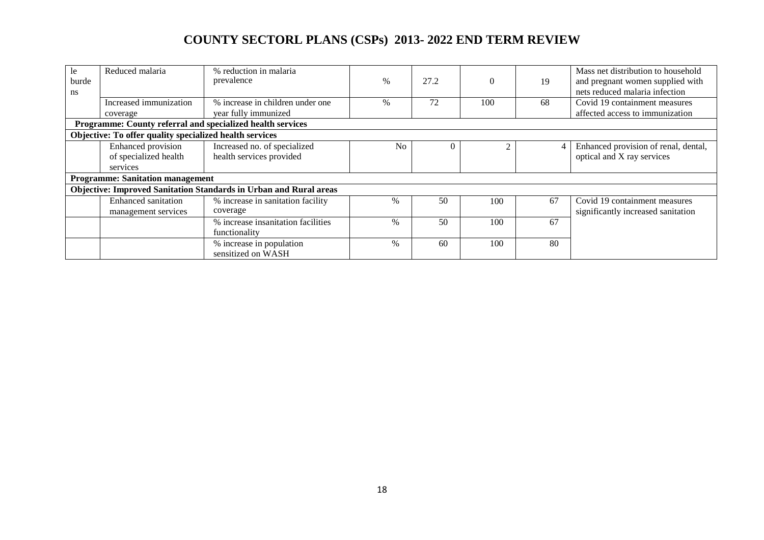# COUNTY SECTORL PLANS (CSPs) 2013- 2022 END TERM REVIEW

| | | | | | | | |
|---|---|---|---|---|---|---|---|
| le burde ns | Reduced malaria | % reduction in malaria prevalence | % | 27.2 | 0 | 19 | Mass net distribution to household and pregnant women supplied with nets reduced malaria infection |
| | Increased immunization coverage | % increase in children under one year fully immunized | % | 72 | 100 | 68 | Covid 19 containment measures affected access to immunization |
| **Programme: County referral and specialized health services** | | | | | | | |
| **Objective: To offer quality specialized health services** | | | | | | | |
| | Enhanced provision of specialized health services | Increased no. of specialized health services provided | No | 0 | 2 | 4 | Enhanced provision of renal, dental, optical and X ray services |
| **Programme: Sanitation management** | | | | | | | |
| **Objective: Improved Sanitation Standards in Urban and Rural areas** | | | | | | | |
| | Enhanced sanitation management services | % increase in sanitation facility coverage | % | 50 | 100 | 67 | Covid 19 containment measures significantly increased sanitation |
| | | % increase insanitation facilities functionality | % | 50 | 100 | 67 | |
| | | % increase in population sensitized on WASH | % | 60 | 100 | 80 | |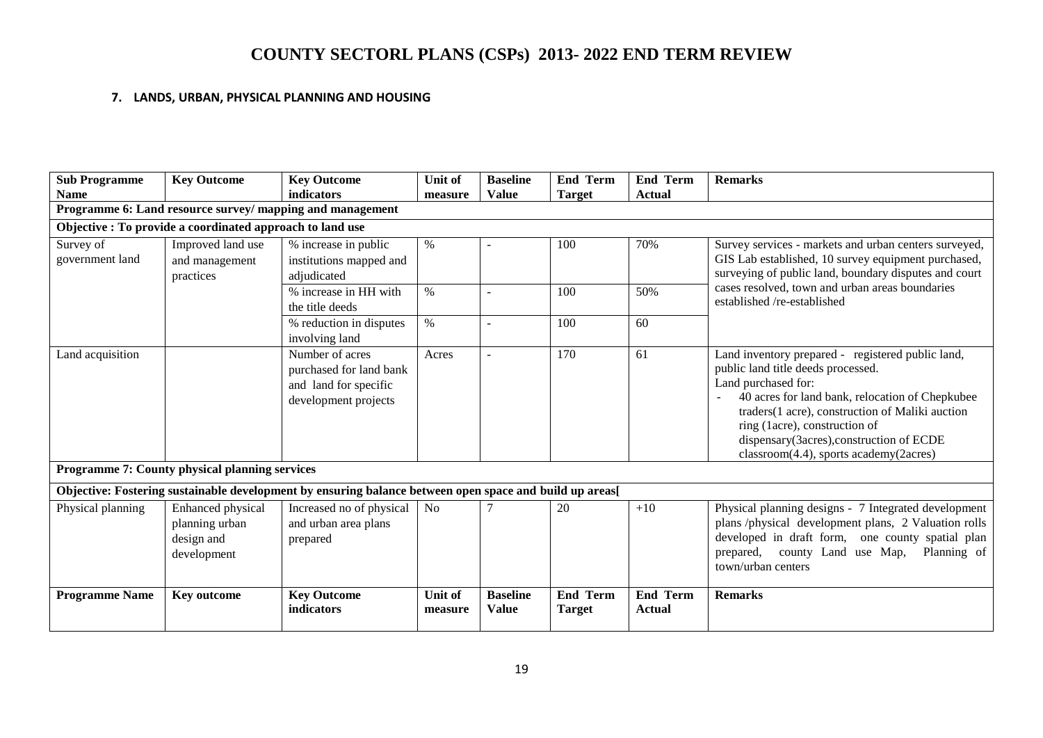# COUNTY SECTORL PLANS (CSPs) 2013- 2022 END TERM REVIEW

### 7. LANDS, URBAN, PHYSICAL PLANNING AND HOUSING

| Sub Programme Name | Key Outcome | Key Outcome indicators | Unit of measure | Baseline Value | End Term Target | End Term Actual | Remarks |
|---|---|---|---|---|---|---|---|
| **Programme 6: Land resource survey/ mapping and management** | | | | | | | |
| **Objective : To provide a coordinated approach to land use** | | | | | | | |
| Survey of government land | Improved land use and management practices | % increase in public institutions mapped and adjudicated | % | - | 100 | 70% | Survey services - markets and urban centers surveyed, GIS Lab established, 10 survey equipment purchased, surveying of public land, boundary disputes and court cases resolved, town and urban areas boundaries established /re-established |
| | | % increase in HH with the title deeds | % | - | 100 | 50% | |
| | | % reduction in disputes involving land | % | - | 100 | 60 | |
| Land acquisition | | Number of acres purchased for land bank and land for specific development projects | Acres | - | 170 | 61 | Land inventory prepared - registered public land, public land title deeds processed.<br>Land purchased for:<br>- 40 acres for land bank, relocation of Chepkubee traders(1 acre), construction of Maliki auction ring (1acre), construction of dispensary(3acres),construction of ECDE classroom(4.4), sports academy(2acres) |
| **Programme 7: County physical planning services** | | | | | | | |
| **Objective: Fostering sustainable development by ensuring balance between open space and build up areas[** | | | | | | | |
| Physical planning | Enhanced physical planning urban design and development | Increased no of physical and urban area plans prepared | No | 7 | 20 | +10 | Physical planning designs - 7 Integrated development plans /physical development plans, 2 Valuation rolls developed in draft form, one county spatial plan prepared, county Land use Map, Planning of town/urban centers |
| **Programme Name** | **Key outcome** | **Key Outcome indicators** | **Unit of measure** | **Baseline Value** | **End Term Target** | **End Term Actual** | **Remarks** |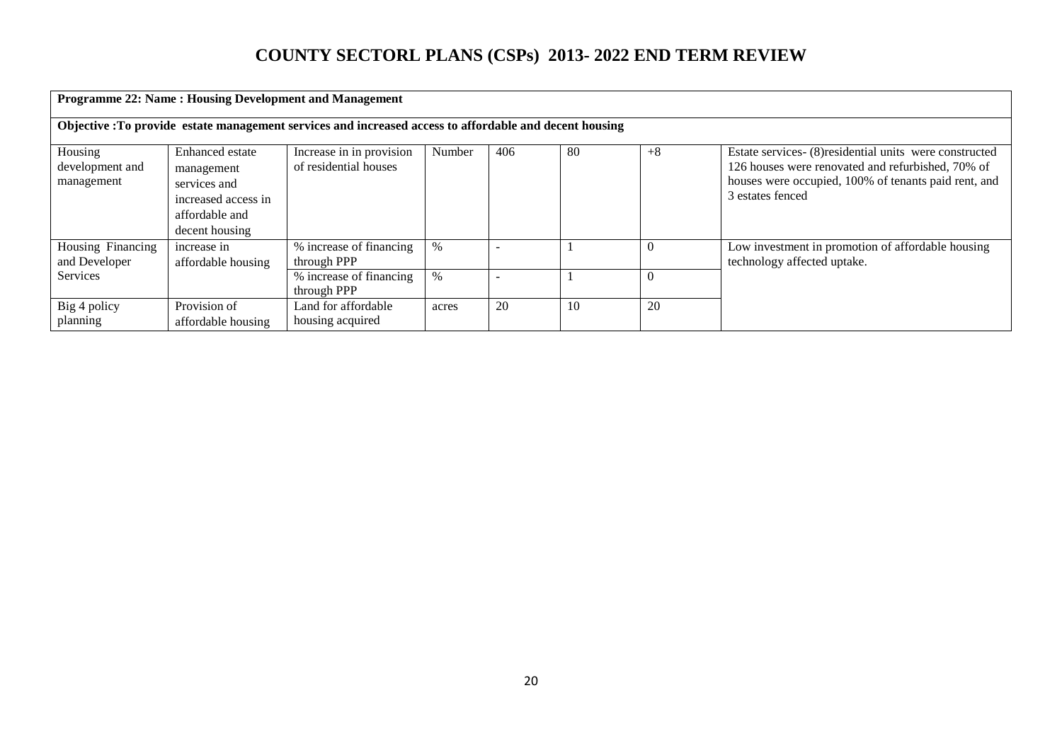# COUNTY SECTORL PLANS (CSPs) 2013- 2022 END TERM REVIEW

| **Programme 22: Name : Housing Development and Management** | | | | | | | |
|---|---|---|---|---|---|---|---|
| **Objective :To provide estate management services and increased access to affordable and decent housing** | | | | | | | |
| Housing development and management | Enhanced estate management services and increased access in affordable and decent housing | Increase in in provision of residential houses | Number | 406 | 80 | +8 | Estate services- (8)residential units were constructed 126 houses were renovated and refurbished, 70% of houses were occupied, 100% of tenants paid rent, and 3 estates fenced |
| Housing Financing and Developer Services | increase in affordable housing | % increase of financing through PPP | % | - | 1 | 0 | Low investment in promotion of affordable housing technology affected uptake. |
| | | % increase of financing through PPP | % | - | 1 | 0 | |
| Big 4 policy planning | Provision of affordable housing | Land for affordable housing acquired | acres | 20 | 10 | 20 | |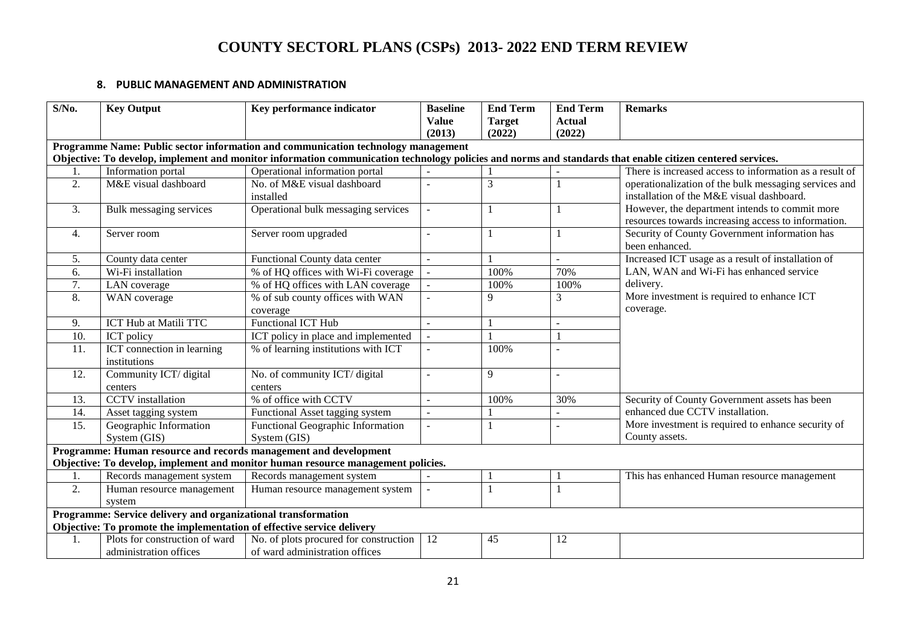# COUNTY SECTORL PLANS (CSPs) 2013- 2022 END TERM REVIEW

## 8. PUBLIC MANAGEMENT AND ADMINISTRATION

| S/No. | Key Output | Key performance indicator | Baseline Value (2013) | End Term Target (2022) | End Term Actual (2022) | Remarks |
|---|---|---|---|---|---|---|
| **Programme Name: Public sector information and communication technology management** | | | | | | |
| **Objective: To develop, implement and monitor information communication technology policies and norms and standards that enable citizen centered services.** | | | | | | |
| 1. | Information portal | Operational information portal | - | 1 | - | There is increased access to information as a result of operationalization of the bulk messaging services and installation of the M&E visual dashboard. However, the department intends to commit more resources towards increasing access to information. |
| 2. | M&E visual dashboard | No. of M&E visual dashboard installed | - | 3 | 1 | |
| 3. | Bulk messaging services | Operational bulk messaging services | - | 1 | 1 | |
| 4. | Server room | Server room upgraded | - | 1 | 1 | Security of County Government information has been enhanced. |
| 5. | County data center | Functional County data center | - | 1 | - | Increased ICT usage as a result of installation of LAN, WAN and Wi-Fi has enhanced service delivery. More investment is required to enhance ICT coverage. |
| 6. | Wi-Fi installation | % of HQ offices with Wi-Fi coverage | - | 100% | 70% | |
| 7. | LAN coverage | % of HQ offices with LAN coverage | - | 100% | 100% | |
| 8. | WAN coverage | % of sub county offices with WAN coverage | - | 9 | 3 | |
| 9. | ICT Hub at Matili TTC | Functional ICT Hub | - | 1 | - | |
| 10. | ICT policy | ICT policy in place and implemented | - | 1 | 1 | |
| 11. | ICT connection in learning institutions | % of learning institutions with ICT | - | 100% | - | |
| 12. | Community ICT/ digital centers | No. of community ICT/ digital centers | - | 9 | - | |
| 13. | CCTV installation | % of office with CCTV | - | 100% | 30% | Security of County Government assets has been enhanced due CCTV installation. More investment is required to enhance security of County assets. |
| 14. | Asset tagging system | Functional Asset tagging system | - | 1 | - | |
| 15. | Geographic Information System (GIS) | Functional Geographic Information System (GIS) | - | 1 | - | |
| **Programme: Human resource and records management and development** | | | | | | |
| **Objective: To develop, implement and monitor human resource management policies.** | | | | | | |
| 1. | Records management system | Records management system | - | 1 | 1 | This has enhanced Human resource management |
| 2. | Human resource management system | Human resource management system | - | 1 | 1 | |
| **Programme: Service delivery and organizational transformation** | | | | | | |
| **Objective: To promote the implementation of effective service delivery** | | | | | | |
| 1. | Plots for construction of ward administration offices | No. of plots procured for construction of ward administration offices | 12 | 45 | 12 | |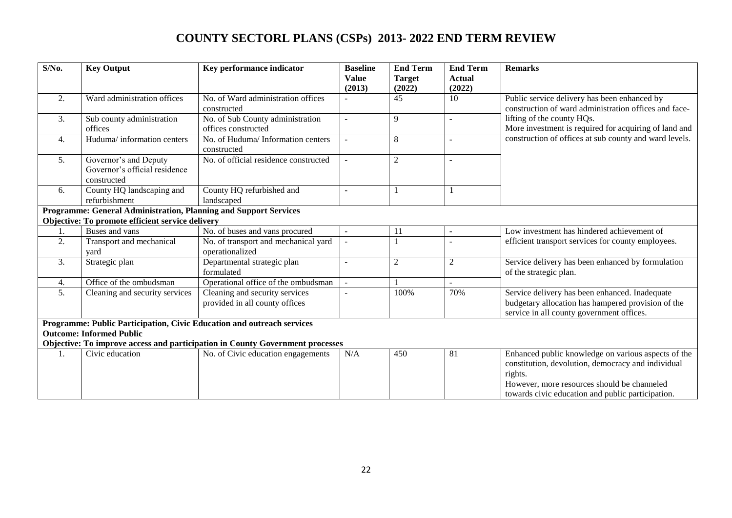# COUNTY SECTORL PLANS (CSPs) 2013- 2022 END TERM REVIEW

| S/No. | Key Output | Key performance indicator | Baseline Value (2013) | End Term Target (2022) | End Term Actual (2022) | Remarks |
|---|---|---|---|---|---|---|
| 2. | Ward administration offices | No. of Ward administration offices constructed | - | 45 | 10 | Public service delivery has been enhanced by construction of ward administration offices and face-lifting of the county HQs. More investment is required for acquiring of land and construction of offices at sub county and ward levels. |
| 3. | Sub county administration offices | No. of Sub County administration offices constructed | - | 9 | - | |
| 4. | Huduma/ information centers | No. of Huduma/ Information centers constructed | - | 8 | - | |
| 5. | Governor's and Deputy Governor's official residence constructed | No. of official residence constructed | - | 2 | - | |
| 6. | County HQ landscaping and refurbishment | County HQ refurbished and landscaped | - | 1 | 1 | |
| **Programme: General Administration, Planning and Support Services** | | | | | | |
| **Objective: To promote efficient service delivery** | | | | | | |
| 1. | Buses and vans | No. of buses and vans procured | - | 11 | - | Low investment has hindered achievement of efficient transport services for county employees. |
| 2. | Transport and mechanical yard | No. of transport and mechanical yard operationalized | - | 1 | - | |
| 3. | Strategic plan | Departmental strategic plan formulated | - | 2 | 2 | Service delivery has been enhanced by formulation of the strategic plan. |
| 4. | Office of the ombudsman | Operational office of the ombudsman | - | 1 | - | |
| 5. | Cleaning and security services | Cleaning and security services provided in all county offices | - | 100% | 70% | Service delivery has been enhanced. Inadequate budgetary allocation has hampered provision of the service in all county government offices. |
| **Programme: Public Participation, Civic Education and outreach services** | | | | | | |
| **Outcome: Informed Public** | | | | | | |
| **Objective: To improve access and participation in County Government processes** | | | | | | |
| 1. | Civic education | No. of Civic education engagements | N/A | 450 | 81 | Enhanced public knowledge on various aspects of the constitution, devolution, democracy and individual rights. However, more resources should be channeled towards civic education and public participation. |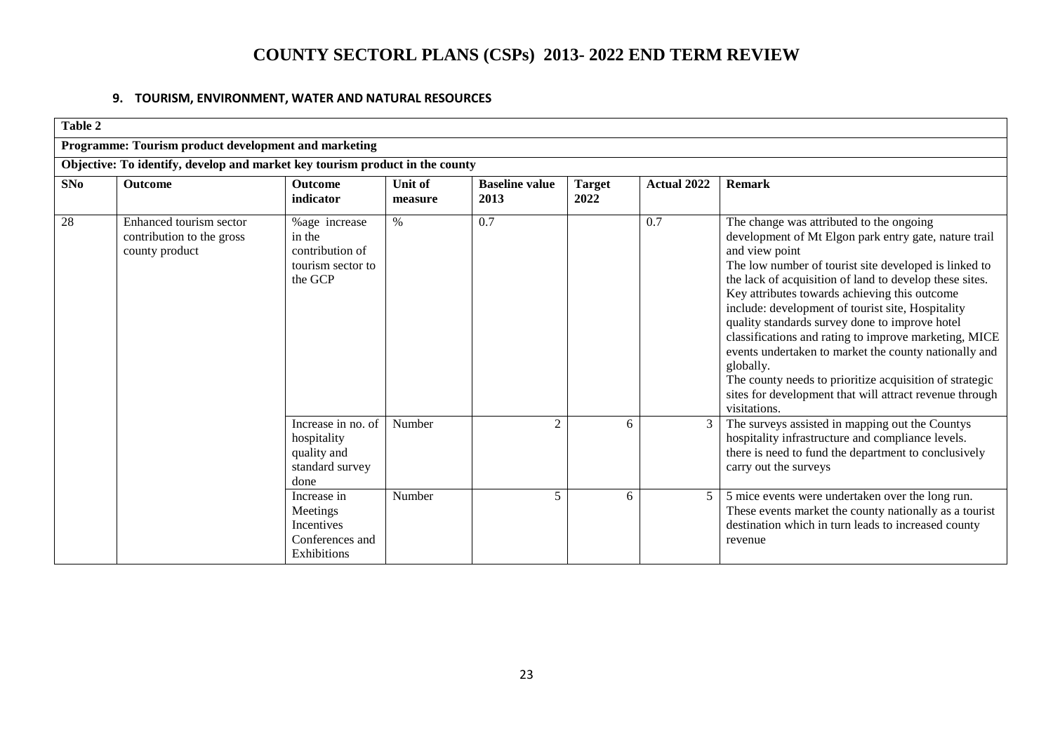# COUNTY SECTORL PLANS (CSPs) 2013- 2022 END TERM REVIEW

### 9. TOURISM, ENVIRONMENT, WATER AND NATURAL RESOURCES

**Table 2**

**Programme: Tourism product development and marketing**

**Objective: To identify, develop and market key tourism product in the county**

| SNo | Outcome | Outcome indicator | Unit of measure | Baseline value 2013 | Target 2022 | Actual 2022 | Remark |
|---|---|---|---|---|---|---|---|
| 28 | Enhanced tourism sector contribution to the gross county product | %age increase in the contribution of tourism sector to the GCP | % | 0.7 | | 0.7 | The change was attributed to the ongoing development of Mt Elgon park entry gate, nature trail and view point The low number of tourist site developed is linked to the lack of acquisition of land to develop these sites. Key attributes towards achieving this outcome include: development of tourist site, Hospitality quality standards survey done to improve hotel classifications and rating to improve marketing, MICE events undertaken to market the county nationally and globally. The county needs to prioritize acquisition of strategic sites for development that will attract revenue through visitations. |
| | | Increase in no. of hospitality quality and standard survey done | Number | 2 | 6 | 3 | The surveys assisted in mapping out the Countys hospitality infrastructure and compliance levels. there is need to fund the department to conclusively carry out the surveys |
| | | Increase in Meetings Incentives Conferences and Exhibitions | Number | 5 | 6 | 5 | 5 mice events were undertaken over the long run. These events market the county nationally as a tourist destination which in turn leads to increased county revenue |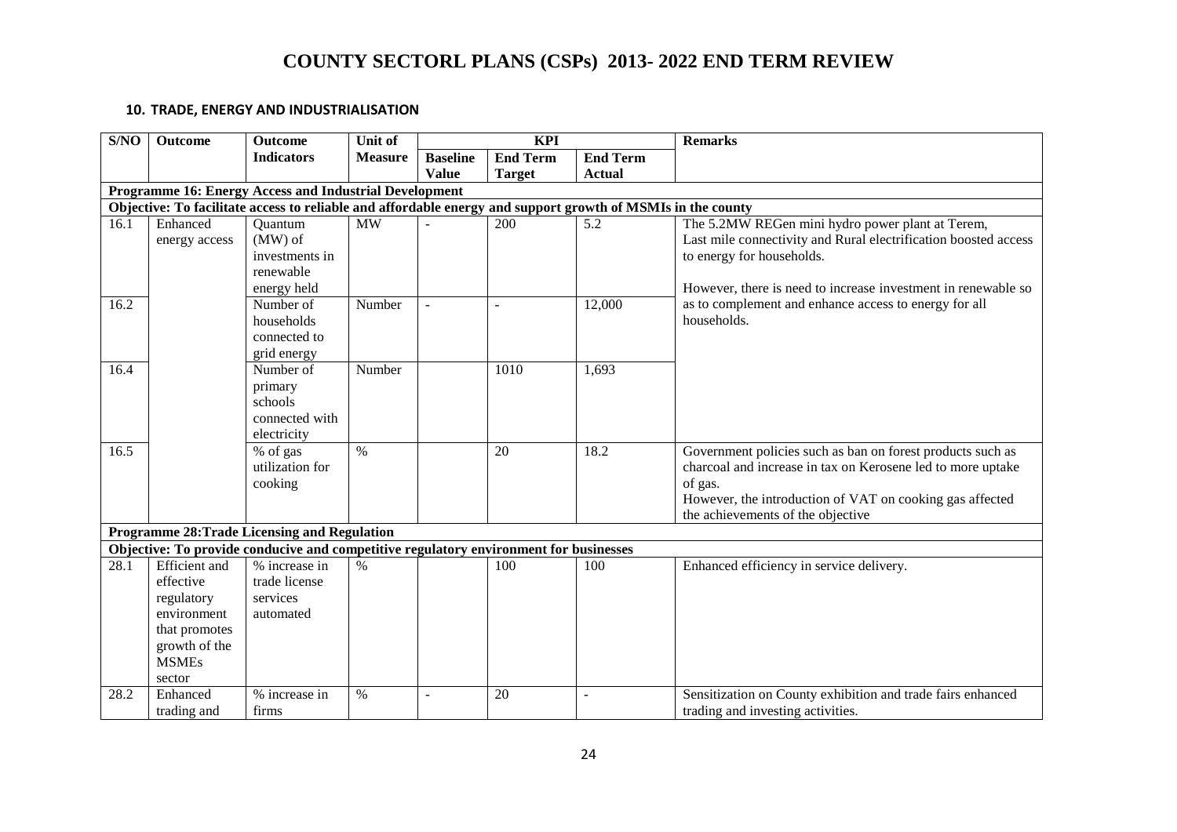# COUNTY SECTORL PLANS (CSPs) 2013- 2022 END TERM REVIEW

### 10. TRADE, ENERGY AND INDUSTRIALISATION

| S/NO | Outcome | Outcome Indicators | Unit of Measure | KPI | | | Remarks |
|---|---|---|---|---|---|---|---|
| | | | | Baseline Value | End Term Target | End Term Actual | |
| **Programme 16: Energy Access and Industrial Development** | | | | | | | |
| **Objective: To facilitate access to reliable and affordable energy and support growth of MSMIs in the county** | | | | | | | |
| 16.1 | Enhanced energy access | Quantum (MW) of investments in renewable energy held | MW | - | 200 | 5.2 | The 5.2MW REGen mini hydro power plant at Terem, Last mile connectivity and Rural electrification boosted access to energy for households. However, there is need to increase investment in renewable so as to complement and enhance access to energy for all households. |
| 16.2 | | Number of households connected to grid energy | Number | - | - | 12,000 | |
| 16.4 | | Number of primary schools connected with electricity | Number | | 1010 | 1,693 | |
| 16.5 | | % of gas utilization for cooking | % | | 20 | 18.2 | Government policies such as ban on forest products such as charcoal and increase in tax on Kerosene led to more uptake of gas. However, the introduction of VAT on cooking gas affected the achievements of the objective |
| **Programme 28:Trade Licensing and Regulation** | | | | | | | |
| **Objective: To provide conducive and competitive regulatory environment for businesses** | | | | | | | |
| 28.1 | Efficient and effective regulatory environment that promotes growth of the MSMEs sector | % increase in trade license services automated | % | | 100 | 100 | Enhanced efficiency in service delivery. |
| 28.2 | Enhanced trading and | % increase in firms | % | - | 20 | - | Sensitization on County exhibition and trade fairs enhanced trading and investing activities. |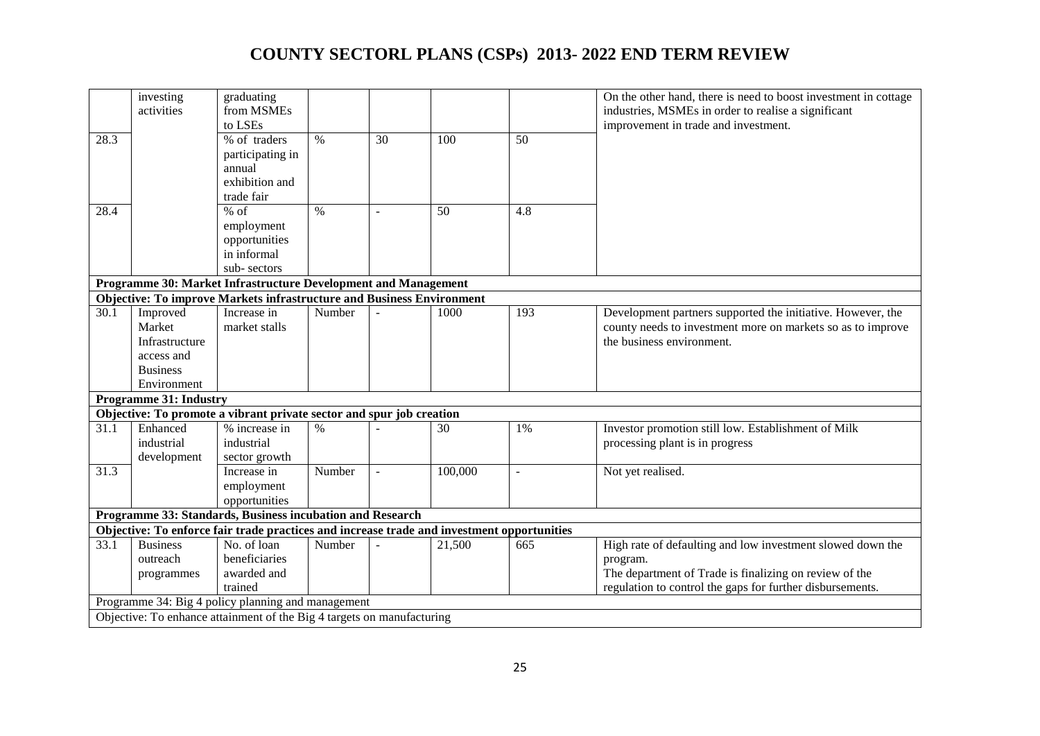# COUNTY SECTORL PLANS (CSPs) 2013- 2022 END TERM REVIEW

| | | | | | | | |
|---|---|---|---|---|---|---|---|
| | investing activities | graduating from MSMEs to LSEs | | | | | On the other hand, there is need to boost investment in cottage industries, MSMEs in order to realise a significant improvement in trade and investment. |
| 28.3 | | % of traders participating in annual exhibition and trade fair | % | 30 | 100 | 50 | |
| 28.4 | | % of employment opportunities in informal sub- sectors | % | - | 50 | 4.8 | |
| **Programme 30: Market Infrastructure Development and Management** | | | | | | | |
| **Objective: To improve Markets infrastructure and Business Environment** | | | | | | | |
| 30.1 | Improved Market Infrastructure access and Business Environment | Increase in market stalls | Number | - | 1000 | 193 | Development partners supported the initiative. However, the county needs to investment more on markets so as to improve the business environment. |
| **Programme 31: Industry** | | | | | | | |
| **Objective: To promote a vibrant private sector and spur job creation** | | | | | | | |
| 31.1 | Enhanced industrial development | % increase in industrial sector growth | % | - | 30 | 1% | Investor promotion still low. Establishment of Milk processing plant is in progress |
| 31.3 | | Increase in employment opportunities | Number | - | 100,000 | - | Not yet realised. |
| **Programme 33: Standards, Business incubation and Research** | | | | | | | |
| **Objective: To enforce fair trade practices and increase trade and investment opportunities** | | | | | | | |
| 33.1 | Business outreach programmes | No. of loan beneficiaries awarded and trained | Number | - | 21,500 | 665 | High rate of defaulting and low investment slowed down the program. The department of Trade is finalizing on review of the regulation to control the gaps for further disbursements. |
| Programme 34: Big 4 policy planning and management | | | | | | | |
| Objective: To enhance attainment of the Big 4 targets on manufacturing | | | | | | | |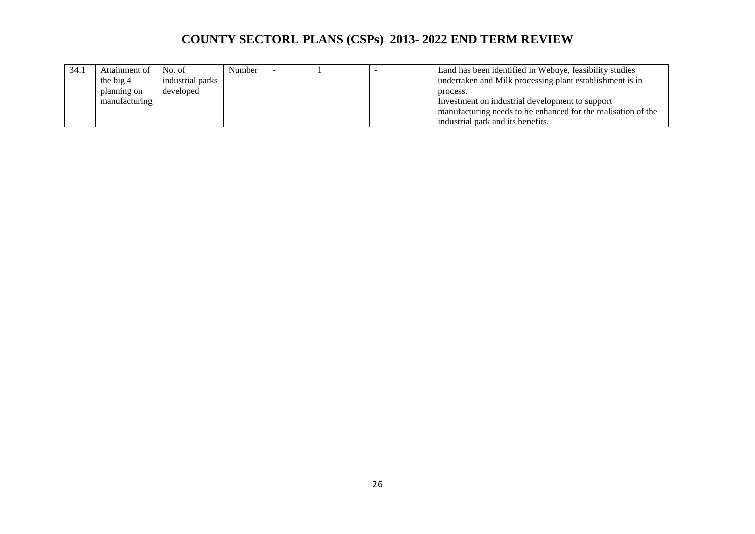# COUNTY SECTORL PLANS (CSPs) 2013- 2022 END TERM REVIEW

| | | | | | | | |
|---|---|---|---|---|---|---|---|
| 34.1 | Attainment of the big 4 planning on manufacturing | No. of industrial parks developed | Number | - | 1 | - | Land has been identified in Webuye, feasibility studies undertaken and Milk processing plant establishment is in process.<br>Investment on industrial development to support manufacturing needs to be enhanced for the realisation of the industrial park and its benefits. |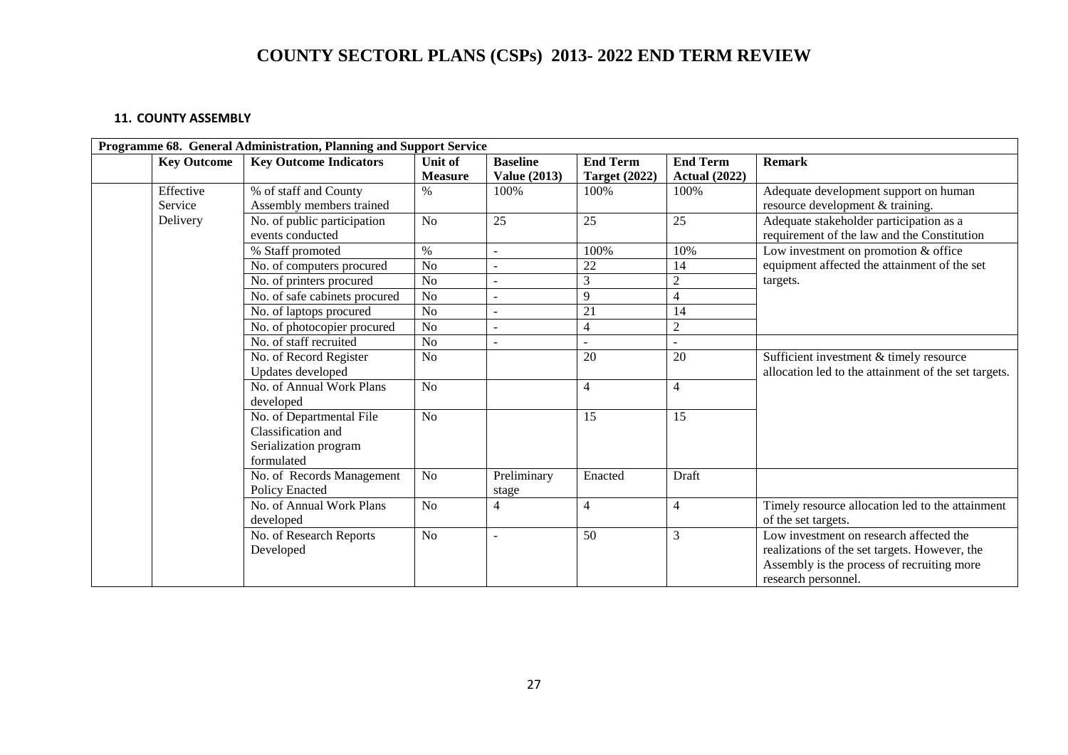# COUNTY SECTORL PLANS (CSPs) 2013- 2022 END TERM REVIEW

## 11. COUNTY ASSEMBLY

| Programme 68. General Administration, Planning and Support Service | | | | | | | |
|---|---|---|---|---|---|---|---|
| | **Key Outcome** | **Key Outcome Indicators** | **Unit of Measure** | **Baseline Value (2013)** | **End Term Target (2022)** | **End Term Actual (2022)** | **Remark** |
| | Effective Service Delivery | % of staff and County Assembly members trained | % | 100% | 100% | 100% | Adequate development support on human resource development & training. |
| | | No. of public participation events conducted | No | 25 | 25 | 25 | Adequate stakeholder participation as a requirement of the law and the Constitution |
| | | % Staff promoted | % | - | 100% | 10% | Low investment on promotion & office equipment affected the attainment of the set targets. |
| | | No. of computers procured | No | - | 22 | 14 | |
| | | No. of printers procured | No | - | 3 | 2 | |
| | | No. of safe cabinets procured | No | - | 9 | 4 | |
| | | No. of laptops procured | No | - | 21 | 14 | |
| | | No. of photocopier procured | No | - | 4 | 2 | |
| | | No. of staff recruited | No | - | - | - | |
| | | No. of Record Register Updates developed | No | | 20 | 20 | Sufficient investment & timely resource allocation led to the attainment of the set targets. |
| | | No. of Annual Work Plans developed | No | | 4 | 4 | |
| | | No. of Departmental File Classification and Serialization program formulated | No | | 15 | 15 | |
| | | No. of Records Management Policy Enacted | No | Preliminary stage | Enacted | Draft | |
| | | No. of Annual Work Plans developed | No | 4 | 4 | 4 | Timely resource allocation led to the attainment of the set targets. |
| | | No. of Research Reports Developed | No | - | 50 | 3 | Low investment on research affected the realizations of the set targets. However, the Assembly is the process of recruiting more research personnel. |